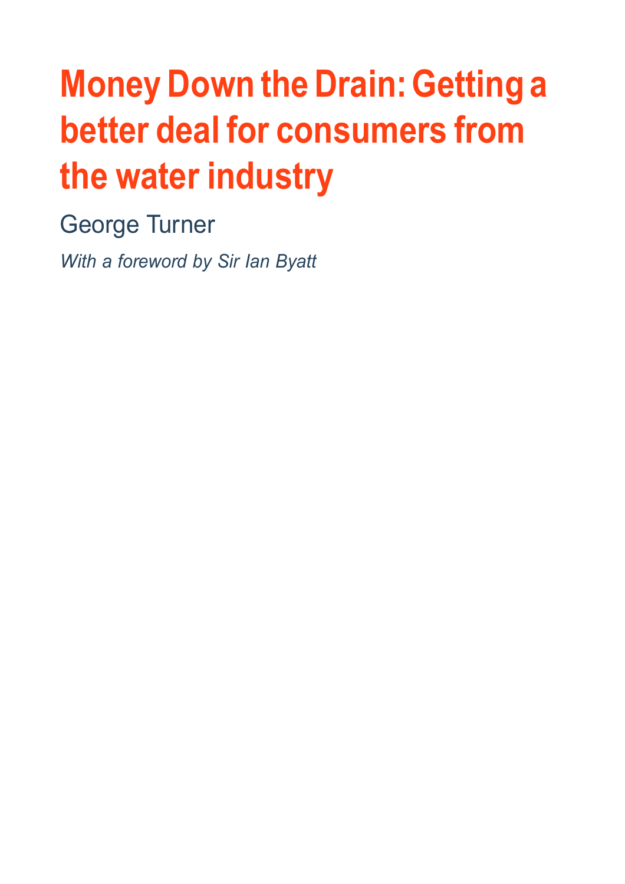# Money Down the Drain: Getting a better deal for consumers from the water industry

George Turner

*With a foreword by Sir Ian Byatt*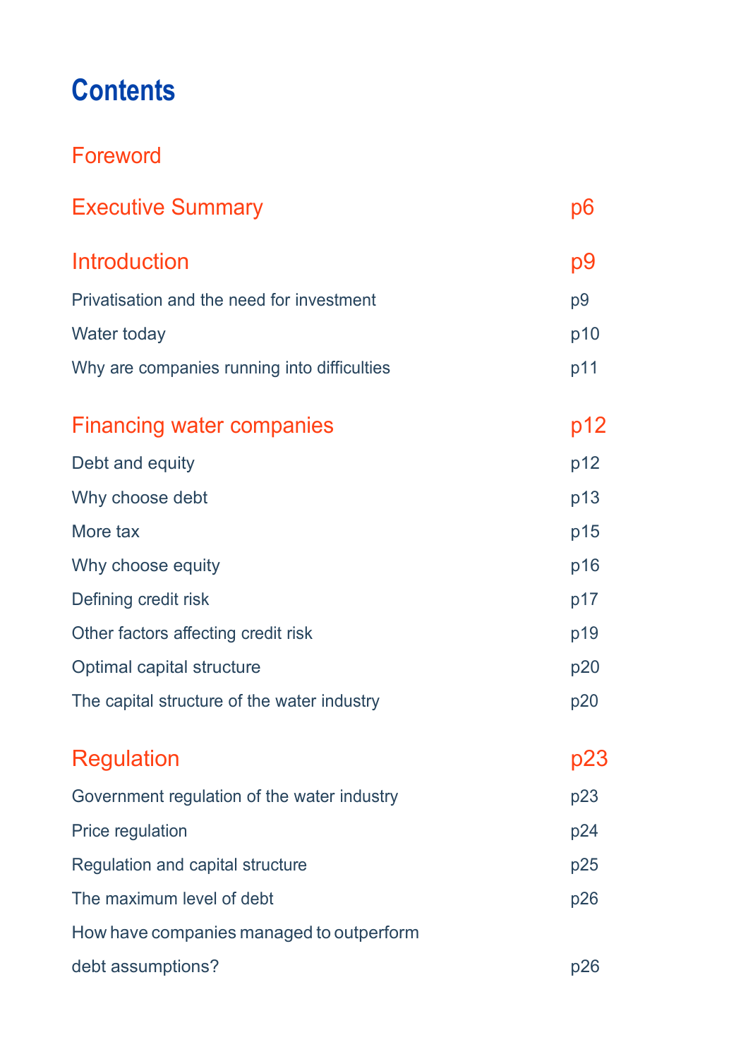# Contents

| | |
|---|---|
| **Foreword** | |
| **Executive Summary** | **p6** |
| **Introduction** | **p9** |
| Privatisation and the need for investment | p9 |
| Water today | p10 |
| Why are companies running into difficulties | p11 |
| **Financing water companies** | **p12** |
| Debt and equity | p12 |
| Why choose debt | p13 |
| More tax | p15 |
| Why choose equity | p16 |
| Defining credit risk | p17 |
| Other factors affecting credit risk | p19 |
| Optimal capital structure | p20 |
| The capital structure of the water industry | p20 |
| **Regulation** | **p23** |
| Government regulation of the water industry | p23 |
| Price regulation | p24 |
| Regulation and capital structure | p25 |
| The maximum level of debt | p26 |
| How have companies managed to outperform debt assumptions? | p26 |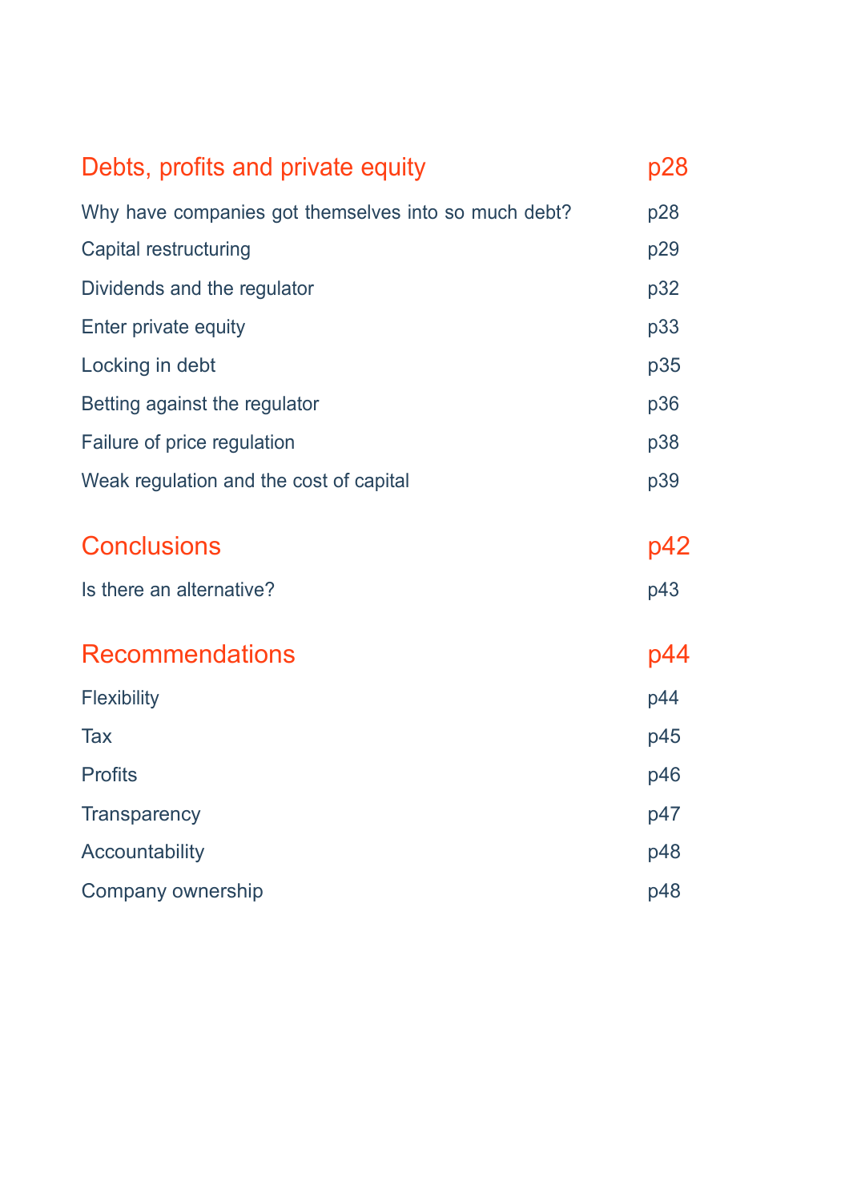| | |
|---|---|
| **Debts, profits and private equity** | **p28** |
| Why have companies got themselves into so much debt? | p28 |
| Capital restructuring | p29 |
| Dividends and the regulator | p32 |
| Enter private equity | p33 |
| Locking in debt | p35 |
| Betting against the regulator | p36 |
| Failure of price regulation | p38 |
| Weak regulation and the cost of capital | p39 |
| **Conclusions** | **p42** |
| Is there an alternative? | p43 |
| **Recommendations** | **p44** |
| Flexibility | p44 |
| Tax | p45 |
| Profits | p46 |
| Transparency | p47 |
| Accountability | p48 |
| Company ownership | p48 |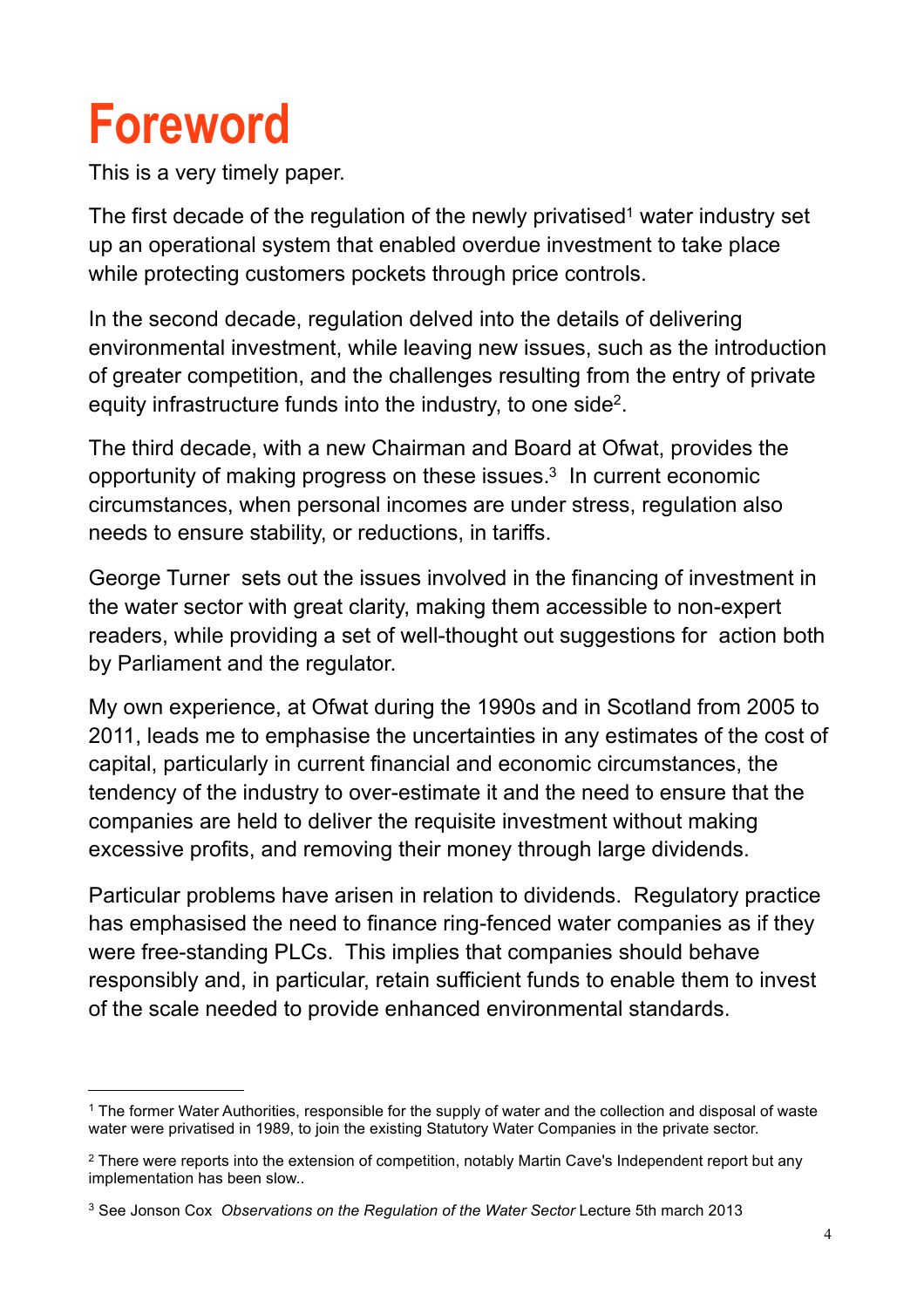# Foreword

This is a very timely paper.

The first decade of the regulation of the newly privatised[1] water industry set up an operational system that enabled overdue investment to take place while protecting customers pockets through price controls.

In the second decade, regulation delved into the details of delivering environmental investment, while leaving new issues, such as the introduction of greater competition, and the challenges resulting from the entry of private equity infrastructure funds into the industry, to one side[2].

The third decade, with a new Chairman and Board at Ofwat, provides the opportunity of making progress on these issues.[3] In current economic circumstances, when personal incomes are under stress, regulation also needs to ensure stability, or reductions, in tariffs.

George Turner sets out the issues involved in the financing of investment in the water sector with great clarity, making them accessible to non-expert readers, while providing a set of well-thought out suggestions for action both by Parliament and the regulator.

My own experience, at Ofwat during the 1990s and in Scotland from 2005 to 2011, leads me to emphasise the uncertainties in any estimates of the cost of capital, particularly in current financial and economic circumstances, the tendency of the industry to over-estimate it and the need to ensure that the companies are held to deliver the requisite investment without making excessive profits, and removing their money through large dividends.

Particular problems have arisen in relation to dividends. Regulatory practice has emphasised the need to finance ring-fenced water companies as if they were free-standing PLCs. This implies that companies should behave responsibly and, in particular, retain sufficient funds to enable them to invest of the scale needed to provide enhanced environmental standards.

---

[1] The former Water Authorities, responsible for the supply of water and the collection and disposal of waste water were privatised in 1989, to join the existing Statutory Water Companies in the private sector.

[2] There were reports into the extension of competition, notably Martin Cave's Independent report but any implementation has been slow..

[3] See Jonson Cox *Observations on the Regulation of the Water Sector* Lecture 5th march 2013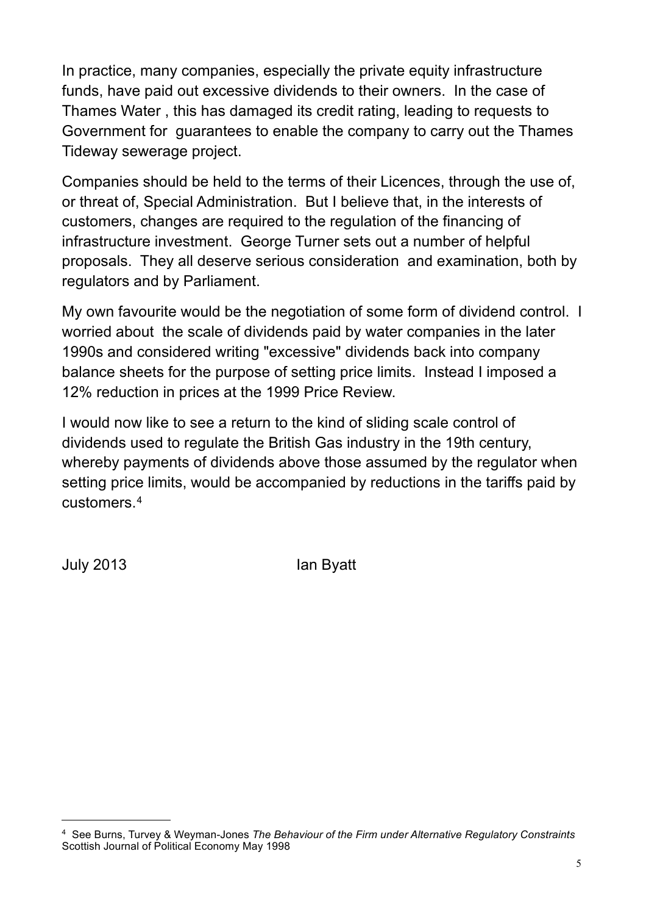In practice, many companies, especially the private equity infrastructure funds, have paid out excessive dividends to their owners. In the case of Thames Water , this has damaged its credit rating, leading to requests to Government for guarantees to enable the company to carry out the Thames Tideway sewerage project.

Companies should be held to the terms of their Licences, through the use of, or threat of, Special Administration. But I believe that, in the interests of customers, changes are required to the regulation of the financing of infrastructure investment. George Turner sets out a number of helpful proposals. They all deserve serious consideration and examination, both by regulators and by Parliament.

My own favourite would be the negotiation of some form of dividend control. I worried about the scale of dividends paid by water companies in the later 1990s and considered writing "excessive" dividends back into company balance sheets for the purpose of setting price limits. Instead I imposed a 12% reduction in prices at the 1999 Price Review.

I would now like to see a return to the kind of sliding scale control of dividends used to regulate the British Gas industry in the 19th century, whereby payments of dividends above those assumed by the regulator when setting price limits, would be accompanied by reductions in the tariffs paid by customers.[4]

July 2013 Ian Byatt

---

[4] See Burns, Turvey & Weyman-Jones *The Behaviour of the Firm under Alternative Regulatory Constraints* Scottish Journal of Political Economy May 1998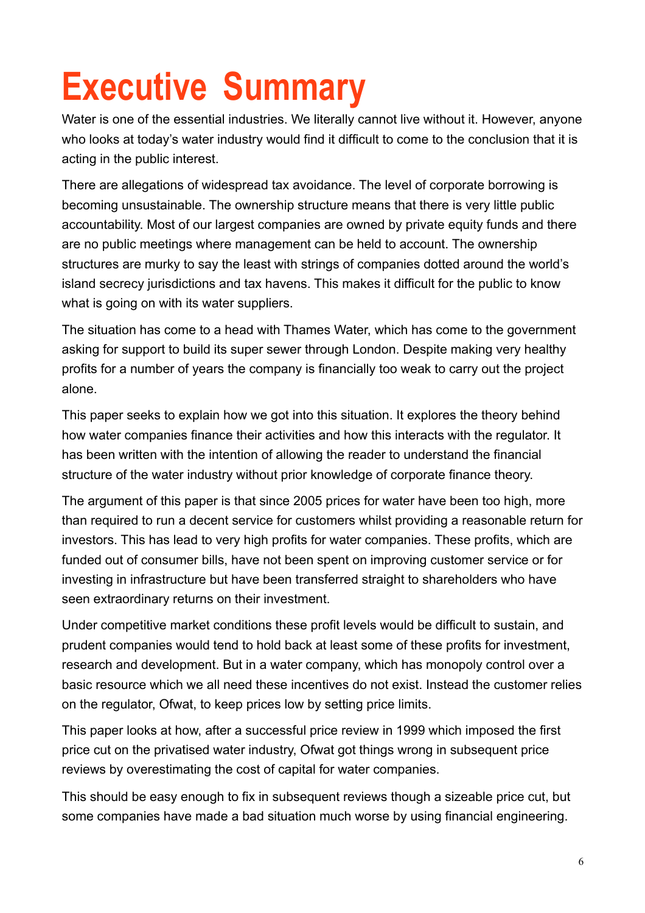# Executive Summary

Water is one of the essential industries. We literally cannot live without it. However, anyone who looks at today's water industry would find it difficult to come to the conclusion that it is acting in the public interest.

There are allegations of widespread tax avoidance. The level of corporate borrowing is becoming unsustainable. The ownership structure means that there is very little public accountability. Most of our largest companies are owned by private equity funds and there are no public meetings where management can be held to account. The ownership structures are murky to say the least with strings of companies dotted around the world's island secrecy jurisdictions and tax havens. This makes it difficult for the public to know what is going on with its water suppliers.

The situation has come to a head with Thames Water, which has come to the government asking for support to build its super sewer through London. Despite making very healthy profits for a number of years the company is financially too weak to carry out the project alone.

This paper seeks to explain how we got into this situation. It explores the theory behind how water companies finance their activities and how this interacts with the regulator. It has been written with the intention of allowing the reader to understand the financial structure of the water industry without prior knowledge of corporate finance theory.

The argument of this paper is that since 2005 prices for water have been too high, more than required to run a decent service for customers whilst providing a reasonable return for investors. This has lead to very high profits for water companies. These profits, which are funded out of consumer bills, have not been spent on improving customer service or for investing in infrastructure but have been transferred straight to shareholders who have seen extraordinary returns on their investment.

Under competitive market conditions these profit levels would be difficult to sustain, and prudent companies would tend to hold back at least some of these profits for investment, research and development. But in a water company, which has monopoly control over a basic resource which we all need these incentives do not exist. Instead the customer relies on the regulator, Ofwat, to keep prices low by setting price limits.

This paper looks at how, after a successful price review in 1999 which imposed the first price cut on the privatised water industry, Ofwat got things wrong in subsequent price reviews by overestimating the cost of capital for water companies.

This should be easy enough to fix in subsequent reviews though a sizeable price cut, but some companies have made a bad situation much worse by using financial engineering.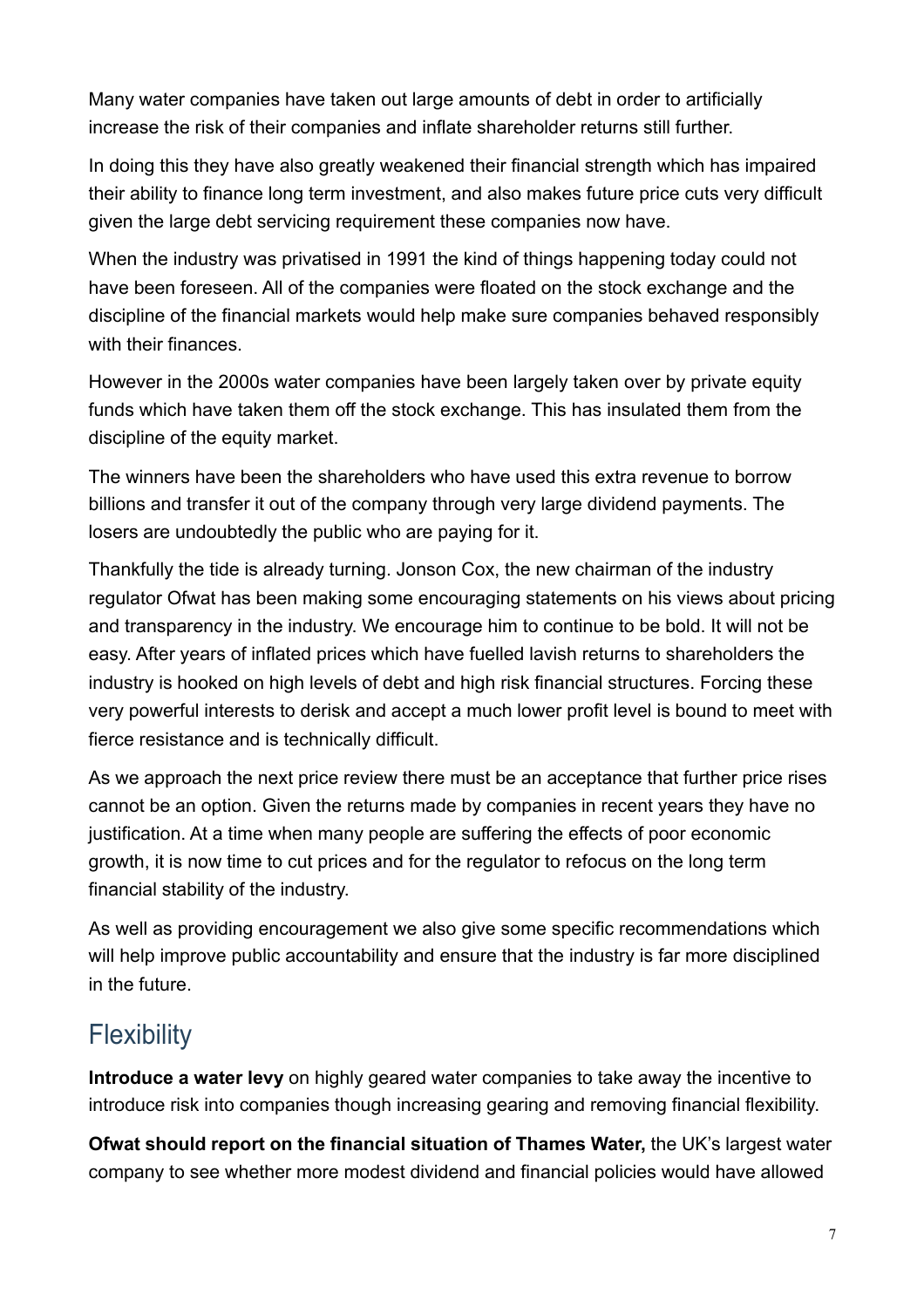Many water companies have taken out large amounts of debt in order to artificially increase the risk of their companies and inflate shareholder returns still further.

In doing this they have also greatly weakened their financial strength which has impaired their ability to finance long term investment, and also makes future price cuts very difficult given the large debt servicing requirement these companies now have.

When the industry was privatised in 1991 the kind of things happening today could not have been foreseen. All of the companies were floated on the stock exchange and the discipline of the financial markets would help make sure companies behaved responsibly with their finances.

However in the 2000s water companies have been largely taken over by private equity funds which have taken them off the stock exchange. This has insulated them from the discipline of the equity market.

The winners have been the shareholders who have used this extra revenue to borrow billions and transfer it out of the company through very large dividend payments. The losers are undoubtedly the public who are paying for it.

Thankfully the tide is already turning. Jonson Cox, the new chairman of the industry regulator Ofwat has been making some encouraging statements on his views about pricing and transparency in the industry. We encourage him to continue to be bold. It will not be easy. After years of inflated prices which have fuelled lavish returns to shareholders the industry is hooked on high levels of debt and high risk financial structures. Forcing these very powerful interests to derisk and accept a much lower profit level is bound to meet with fierce resistance and is technically difficult.

As we approach the next price review there must be an acceptance that further price rises cannot be an option. Given the returns made by companies in recent years they have no justification. At a time when many people are suffering the effects of poor economic growth, it is now time to cut prices and for the regulator to refocus on the long term financial stability of the industry.

As well as providing encouragement we also give some specific recommendations which will help improve public accountability and ensure that the industry is far more disciplined in the future.

## Flexibility

**Introduce a water levy** on highly geared water companies to take away the incentive to introduce risk into companies though increasing gearing and removing financial flexibility.

**Ofwat should report on the financial situation of Thames Water,** the UK's largest water company to see whether more modest dividend and financial policies would have allowed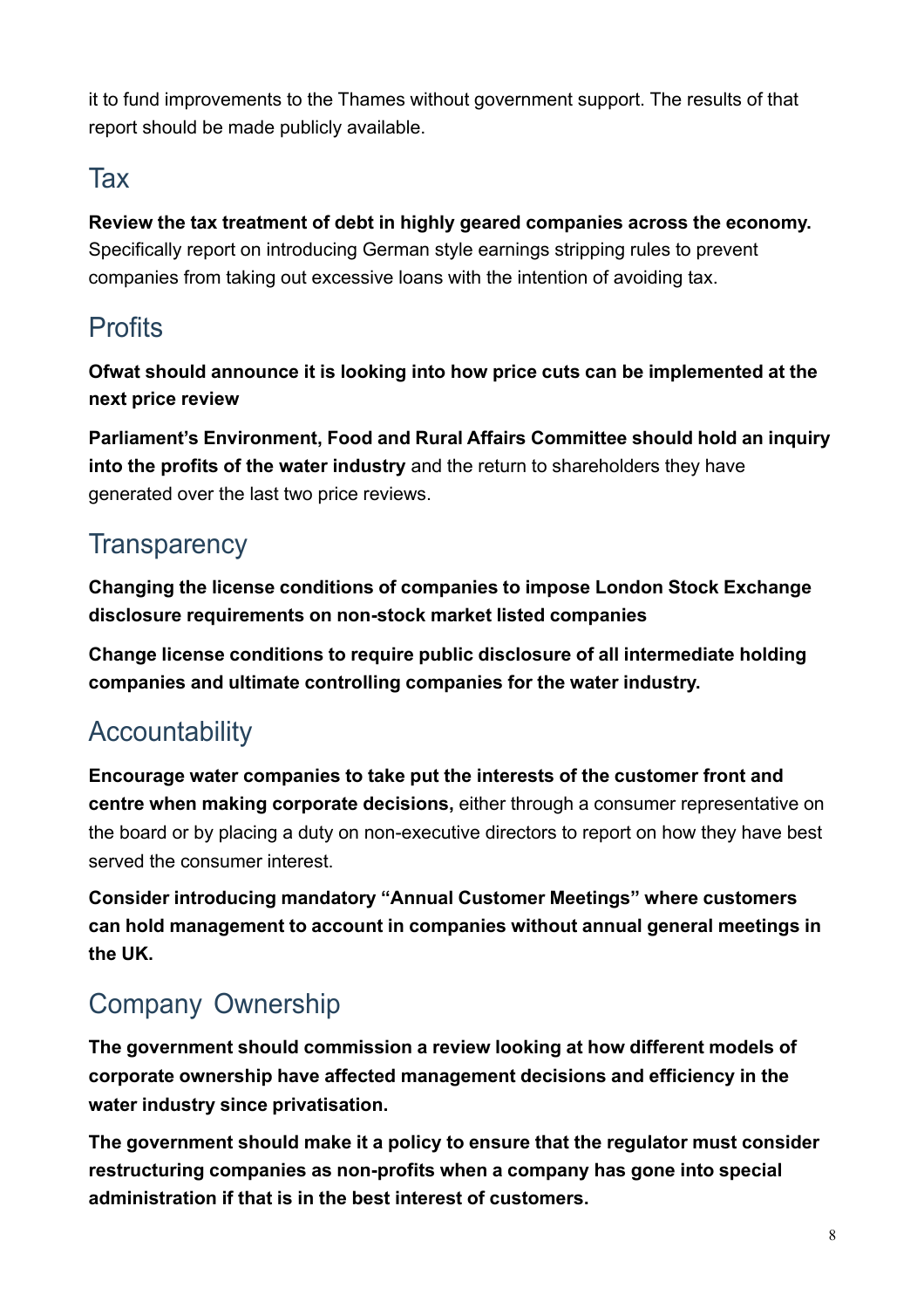it to fund improvements to the Thames without government support. The results of that report should be made publicly available.

## Tax

**Review the tax treatment of debt in highly geared companies across the economy.** Specifically report on introducing German style earnings stripping rules to prevent companies from taking out excessive loans with the intention of avoiding tax.

## Profits

**Ofwat should announce it is looking into how price cuts can be implemented at the next price review**

**Parliament's Environment, Food and Rural Affairs Committee should hold an inquiry into the profits of the water industry** and the return to shareholders they have generated over the last two price reviews.

## Transparency

**Changing the license conditions of companies to impose London Stock Exchange disclosure requirements on non-stock market listed companies**

**Change license conditions to require public disclosure of all intermediate holding companies and ultimate controlling companies for the water industry.**

## Accountability

**Encourage water companies to take put the interests of the customer front and centre when making corporate decisions,** either through a consumer representative on the board or by placing a duty on non-executive directors to report on how they have best served the consumer interest.

**Consider introducing mandatory "Annual Customer Meetings" where customers can hold management to account in companies without annual general meetings in the UK.**

## Company Ownership

**The government should commission a review looking at how different models of corporate ownership have affected management decisions and efficiency in the water industry since privatisation.**

**The government should make it a policy to ensure that the regulator must consider restructuring companies as non-profits when a company has gone into special administration if that is in the best interest of customers.**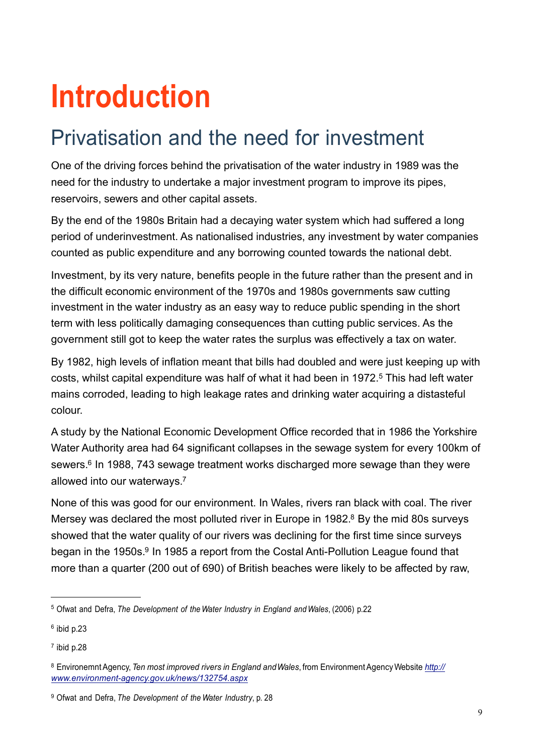# Introduction

## Privatisation and the need for investment

One of the driving forces behind the privatisation of the water industry in 1989 was the need for the industry to undertake a major investment program to improve its pipes, reservoirs, sewers and other capital assets.

By the end of the 1980s Britain had a decaying water system which had suffered a long period of underinvestment. As nationalised industries, any investment by water companies counted as public expenditure and any borrowing counted towards the national debt.

Investment, by its very nature, benefits people in the future rather than the present and in the difficult economic environment of the 1970s and 1980s governments saw cutting investment in the water industry as an easy way to reduce public spending in the short term with less politically damaging consequences than cutting public services. As the government still got to keep the water rates the surplus was effectively a tax on water.

By 1982, high levels of inflation meant that bills had doubled and were just keeping up with costs, whilst capital expenditure was half of what it had been in 1972.[5] This had left water mains corroded, leading to high leakage rates and drinking water acquiring a distasteful colour.

A study by the National Economic Development Office recorded that in 1986 the Yorkshire Water Authority area had 64 significant collapses in the sewage system for every 100km of sewers.[6] In 1988, 743 sewage treatment works discharged more sewage than they were allowed into our waterways.[7]

None of this was good for our environment. In Wales, rivers ran black with coal. The river Mersey was declared the most polluted river in Europe in 1982.[8] By the mid 80s surveys showed that the water quality of our rivers was declining for the first time since surveys began in the 1950s.[9] In 1985 a report from the Costal Anti-Pollution League found that more than a quarter (200 out of 690) of British beaches were likely to be affected by raw,

---

[5] Ofwat and Defra, *The Development of the Water Industry in England and Wales*, (2006) p.22

[6] ibid p.23

[7] ibid p.28

[8] Environemnt Agency, *Ten most improved rivers in England and Wales*, from Environment Agency Website *http://www.environment-agency.gov.uk/news/132754.aspx*

[9] Ofwat and Defra, *The Development of the Water Industry*, p. 28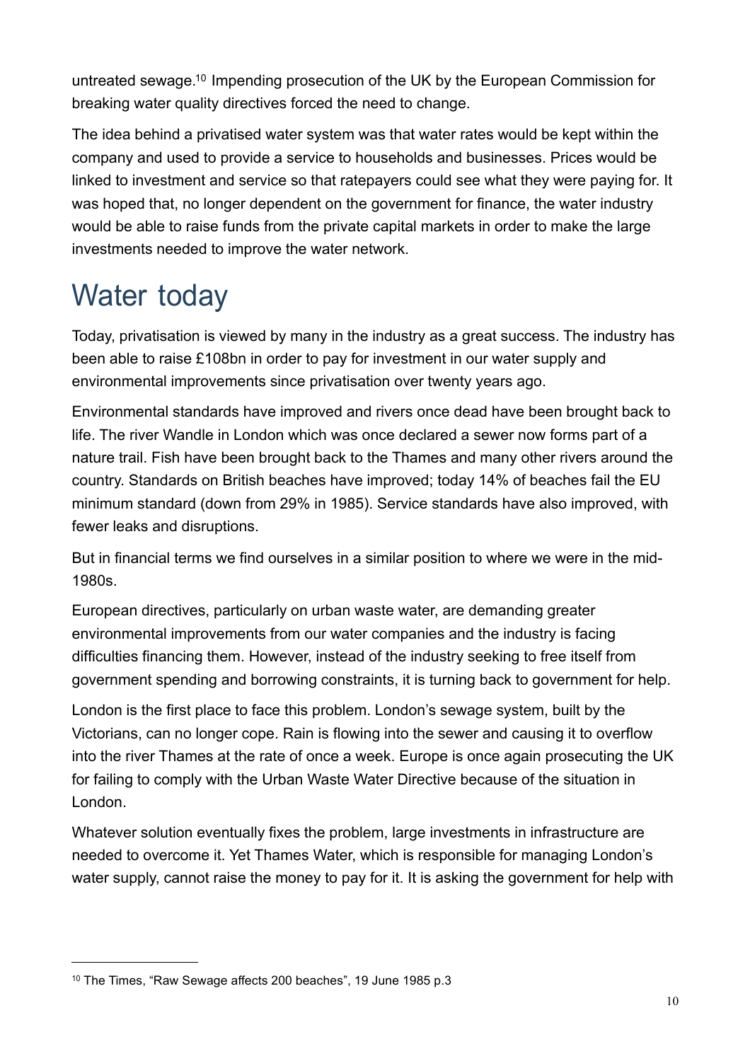untreated sewage.[10] Impending prosecution of the UK by the European Commission for breaking water quality directives forced the need to change.

The idea behind a privatised water system was that water rates would be kept within the company and used to provide a service to households and businesses. Prices would be linked to investment and service so that ratepayers could see what they were paying for. It was hoped that, no longer dependent on the government for finance, the water industry would be able to raise funds from the private capital markets in order to make the large investments needed to improve the water network.

# Water today

Today, privatisation is viewed by many in the industry as a great success. The industry has been able to raise £108bn in order to pay for investment in our water supply and environmental improvements since privatisation over twenty years ago.

Environmental standards have improved and rivers once dead have been brought back to life. The river Wandle in London which was once declared a sewer now forms part of a nature trail. Fish have been brought back to the Thames and many other rivers around the country. Standards on British beaches have improved; today 14% of beaches fail the EU minimum standard (down from 29% in 1985). Service standards have also improved, with fewer leaks and disruptions.

But in financial terms we find ourselves in a similar position to where we were in the mid-1980s.

European directives, particularly on urban waste water, are demanding greater environmental improvements from our water companies and the industry is facing difficulties financing them. However, instead of the industry seeking to free itself from government spending and borrowing constraints, it is turning back to government for help.

London is the first place to face this problem. London's sewage system, built by the Victorians, can no longer cope. Rain is flowing into the sewer and causing it to overflow into the river Thames at the rate of once a week. Europe is once again prosecuting the UK for failing to comply with the Urban Waste Water Directive because of the situation in London.

Whatever solution eventually fixes the problem, large investments in infrastructure are needed to overcome it. Yet Thames Water, which is responsible for managing London's water supply, cannot raise the money to pay for it. It is asking the government for help with

---

[10] The Times, "Raw Sewage affects 200 beaches", 19 June 1985 p.3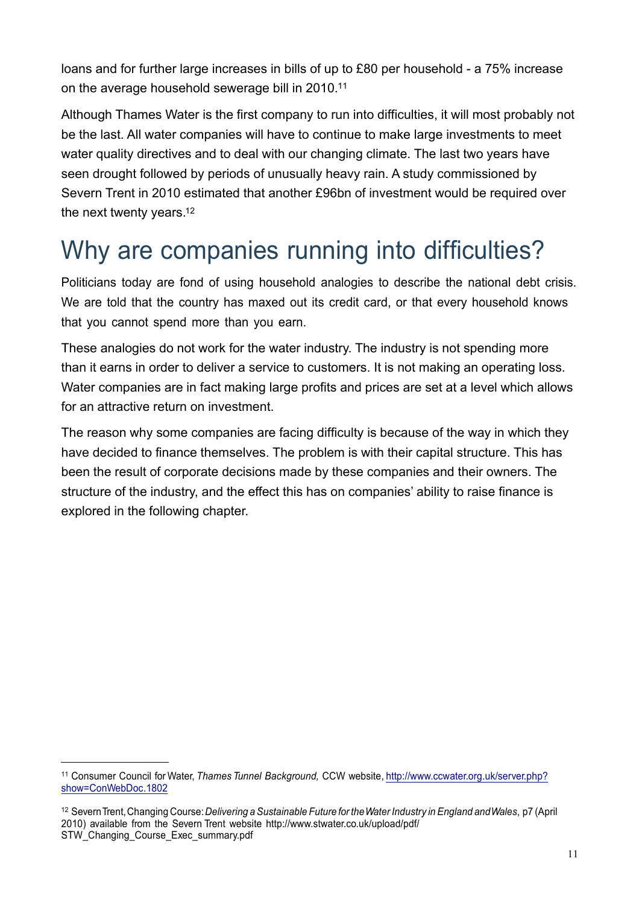loans and for further large increases in bills of up to £80 per household - a 75% increase on the average household sewerage bill in 2010.[11]

Although Thames Water is the first company to run into difficulties, it will most probably not be the last. All water companies will have to continue to make large investments to meet water quality directives and to deal with our changing climate. The last two years have seen drought followed by periods of unusually heavy rain. A study commissioned by Severn Trent in 2010 estimated that another £96bn of investment would be required over the next twenty years.[12]

# Why are companies running into difficulties?

Politicians today are fond of using household analogies to describe the national debt crisis. We are told that the country has maxed out its credit card, or that every household knows that you cannot spend more than you earn.

These analogies do not work for the water industry. The industry is not spending more than it earns in order to deliver a service to customers. It is not making an operating loss. Water companies are in fact making large profits and prices are set at a level which allows for an attractive return on investment.

The reason why some companies are facing difficulty is because of the way in which they have decided to finance themselves. The problem is with their capital structure. This has been the result of corporate decisions made by these companies and their owners. The structure of the industry, and the effect this has on companies' ability to raise finance is explored in the following chapter.

---

[11] Consumer Council for Water, *Thames Tunnel Background,* CCW website, http://www.ccwater.org.uk/server.php?show=ConWebDoc.1802

[12] Severn Trent, Changing Course: *Delivering a Sustainable Future for the Water Industry in England and Wales*, p7 (April 2010) available from the Severn Trent website http://www.stwater.co.uk/upload/pdf/STW_Changing_Course_Exec_summary.pdf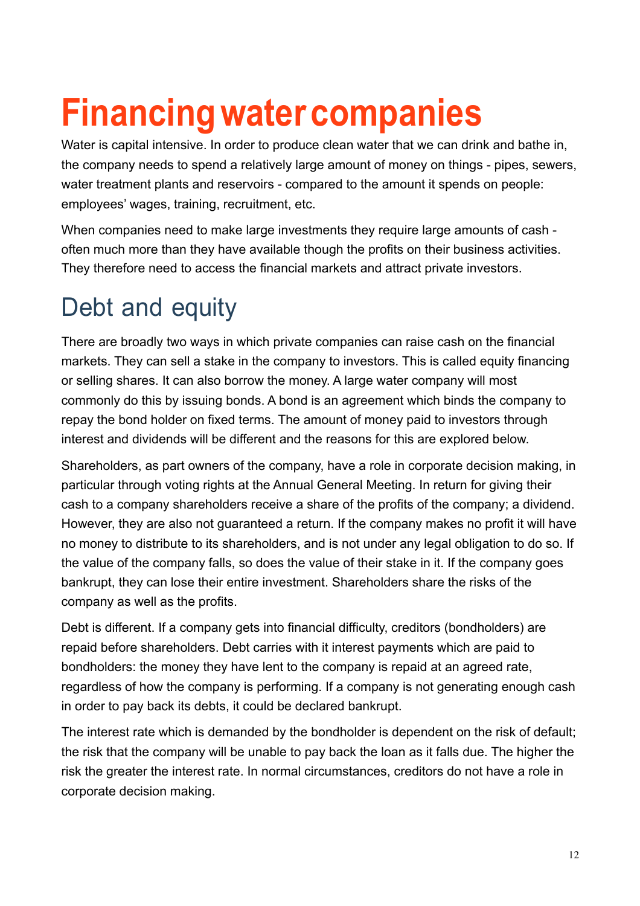# Financing water companies

Water is capital intensive. In order to produce clean water that we can drink and bathe in, the company needs to spend a relatively large amount of money on things - pipes, sewers, water treatment plants and reservoirs - compared to the amount it spends on people: employees' wages, training, recruitment, etc.

When companies need to make large investments they require large amounts of cash - often much more than they have available though the profits on their business activities. They therefore need to access the financial markets and attract private investors.

## Debt and equity

There are broadly two ways in which private companies can raise cash on the financial markets. They can sell a stake in the company to investors. This is called equity financing or selling shares. It can also borrow the money. A large water company will most commonly do this by issuing bonds. A bond is an agreement which binds the company to repay the bond holder on fixed terms. The amount of money paid to investors through interest and dividends will be different and the reasons for this are explored below.

Shareholders, as part owners of the company, have a role in corporate decision making, in particular through voting rights at the Annual General Meeting. In return for giving their cash to a company shareholders receive a share of the profits of the company; a dividend. However, they are also not guaranteed a return. If the company makes no profit it will have no money to distribute to its shareholders, and is not under any legal obligation to do so. If the value of the company falls, so does the value of their stake in it. If the company goes bankrupt, they can lose their entire investment. Shareholders share the risks of the company as well as the profits.

Debt is different. If a company gets into financial difficulty, creditors (bondholders) are repaid before shareholders. Debt carries with it interest payments which are paid to bondholders: the money they have lent to the company is repaid at an agreed rate, regardless of how the company is performing. If a company is not generating enough cash in order to pay back its debts, it could be declared bankrupt.

The interest rate which is demanded by the bondholder is dependent on the risk of default; the risk that the company will be unable to pay back the loan as it falls due. The higher the risk the greater the interest rate. In normal circumstances, creditors do not have a role in corporate decision making.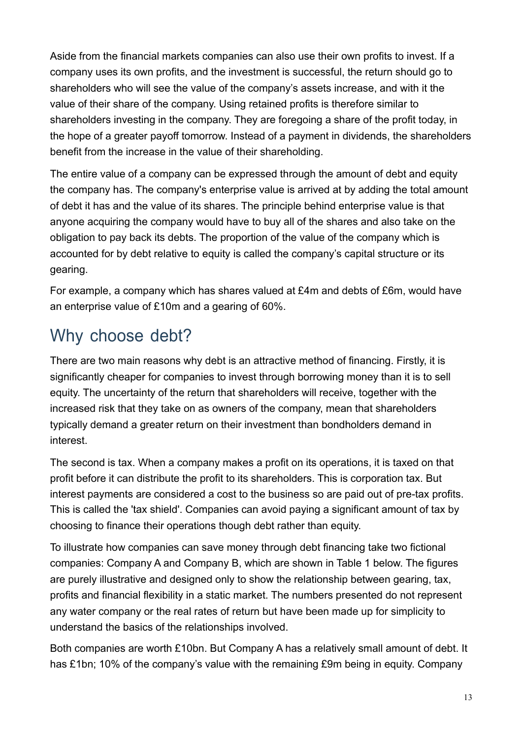Aside from the financial markets companies can also use their own profits to invest. If a company uses its own profits, and the investment is successful, the return should go to shareholders who will see the value of the company's assets increase, and with it the value of their share of the company. Using retained profits is therefore similar to shareholders investing in the company. They are foregoing a share of the profit today, in the hope of a greater payoff tomorrow. Instead of a payment in dividends, the shareholders benefit from the increase in the value of their shareholding.

The entire value of a company can be expressed through the amount of debt and equity the company has. The company's enterprise value is arrived at by adding the total amount of debt it has and the value of its shares. The principle behind enterprise value is that anyone acquiring the company would have to buy all of the shares and also take on the obligation to pay back its debts. The proportion of the value of the company which is accounted for by debt relative to equity is called the company's capital structure or its gearing.

For example, a company which has shares valued at £4m and debts of £6m, would have an enterprise value of £10m and a gearing of 60%.

## Why choose debt?

There are two main reasons why debt is an attractive method of financing. Firstly, it is significantly cheaper for companies to invest through borrowing money than it is to sell equity. The uncertainty of the return that shareholders will receive, together with the increased risk that they take on as owners of the company, mean that shareholders typically demand a greater return on their investment than bondholders demand in interest.

The second is tax. When a company makes a profit on its operations, it is taxed on that profit before it can distribute the profit to its shareholders. This is corporation tax. But interest payments are considered a cost to the business so are paid out of pre-tax profits. This is called the 'tax shield'. Companies can avoid paying a significant amount of tax by choosing to finance their operations though debt rather than equity.

To illustrate how companies can save money through debt financing take two fictional companies: Company A and Company B, which are shown in Table 1 below. The figures are purely illustrative and designed only to show the relationship between gearing, tax, profits and financial flexibility in a static market. The numbers presented do not represent any water company or the real rates of return but have been made up for simplicity to understand the basics of the relationships involved.

Both companies are worth £10bn. But Company A has a relatively small amount of debt. It has £1bn; 10% of the company's value with the remaining £9m being in equity. Company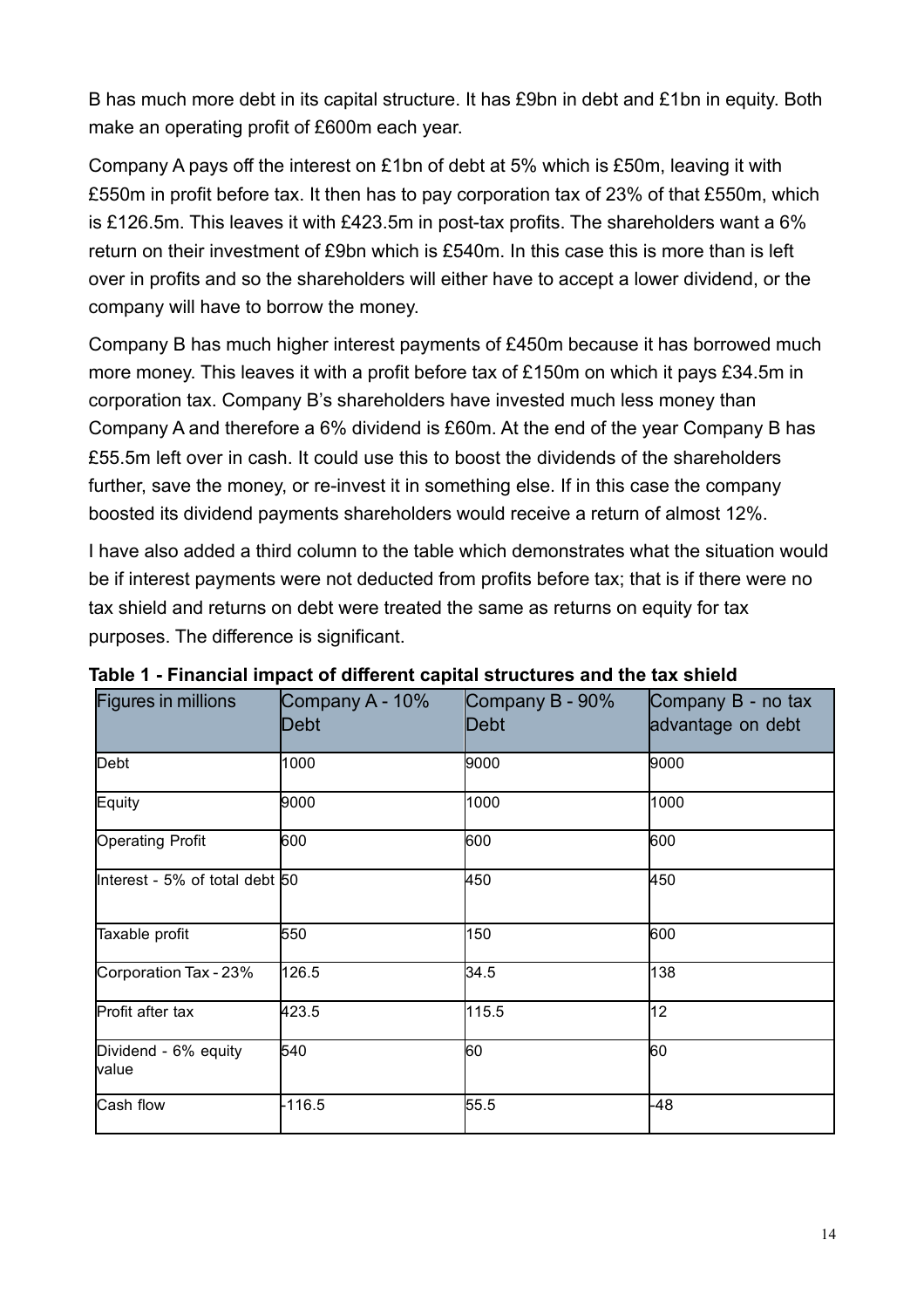B has much more debt in its capital structure. It has £9bn in debt and £1bn in equity. Both make an operating profit of £600m each year.

Company A pays off the interest on £1bn of debt at 5% which is £50m, leaving it with £550m in profit before tax. It then has to pay corporation tax of 23% of that £550m, which is £126.5m. This leaves it with £423.5m in post-tax profits. The shareholders want a 6% return on their investment of £9bn which is £540m. In this case this is more than is left over in profits and so the shareholders will either have to accept a lower dividend, or the company will have to borrow the money.

Company B has much higher interest payments of £450m because it has borrowed much more money. This leaves it with a profit before tax of £150m on which it pays £34.5m in corporation tax. Company B's shareholders have invested much less money than Company A and therefore a 6% dividend is £60m. At the end of the year Company B has £55.5m left over in cash. It could use this to boost the dividends of the shareholders further, save the money, or re-invest it in something else. If in this case the company boosted its dividend payments shareholders would receive a return of almost 12%.

I have also added a third column to the table which demonstrates what the situation would be if interest payments were not deducted from profits before tax; that is if there were no tax shield and returns on debt were treated the same as returns on equity for tax purposes. The difference is significant.

**Table 1 - Financial impact of different capital structures and the tax shield**

| Figures in millions | Company A - 10% Debt | Company B - 90% Debt | Company B - no tax advantage on debt |
|---|---|---|---|
| Debt | 1000 | 9000 | 9000 |
| Equity | 9000 | 1000 | 1000 |
| Operating Profit | 600 | 600 | 600 |
| Interest - 5% of total debt | 50 | 450 | 450 |
| Taxable profit | 550 | 150 | 600 |
| Corporation Tax - 23% | 126.5 | 34.5 | 138 |
| Profit after tax | 423.5 | 115.5 | 12 |
| Dividend - 6% equity value | 540 | 60 | 60 |
| Cash flow | -116.5 | 55.5 | -48 |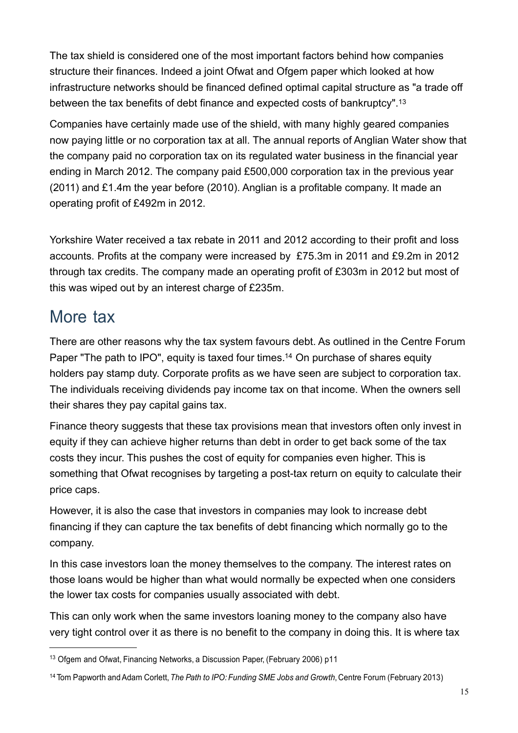The tax shield is considered one of the most important factors behind how companies structure their finances. Indeed a joint Ofwat and Ofgem paper which looked at how infrastructure networks should be financed defined optimal capital structure as "a trade off between the tax benefits of debt finance and expected costs of bankruptcy".[13]

Companies have certainly made use of the shield, with many highly geared companies now paying little or no corporation tax at all. The annual reports of Anglian Water show that the company paid no corporation tax on its regulated water business in the financial year ending in March 2012. The company paid £500,000 corporation tax in the previous year (2011) and £1.4m the year before (2010). Anglian is a profitable company. It made an operating profit of £492m in 2012.

Yorkshire Water received a tax rebate in 2011 and 2012 according to their profit and loss accounts. Profits at the company were increased by £75.3m in 2011 and £9.2m in 2012 through tax credits. The company made an operating profit of £303m in 2012 but most of this was wiped out by an interest charge of £235m.

## More tax

There are other reasons why the tax system favours debt. As outlined in the Centre Forum Paper "The path to IPO", equity is taxed four times.[14] On purchase of shares equity holders pay stamp duty. Corporate profits as we have seen are subject to corporation tax. The individuals receiving dividends pay income tax on that income. When the owners sell their shares they pay capital gains tax.

Finance theory suggests that these tax provisions mean that investors often only invest in equity if they can achieve higher returns than debt in order to get back some of the tax costs they incur. This pushes the cost of equity for companies even higher. This is something that Ofwat recognises by targeting a post-tax return on equity to calculate their price caps.

However, it is also the case that investors in companies may look to increase debt financing if they can capture the tax benefits of debt financing which normally go to the company.

In this case investors loan the money themselves to the company. The interest rates on those loans would be higher than what would normally be expected when one considers the lower tax costs for companies usually associated with debt.

This can only work when the same investors loaning money to the company also have very tight control over it as there is no benefit to the company in doing this. It is where tax

---

[13] Ofgem and Ofwat, Financing Networks, a Discussion Paper, (February 2006) p11

[14] Tom Papworth and Adam Corlett, *The Path to IPO: Funding SME Jobs and Growth*, Centre Forum (February 2013)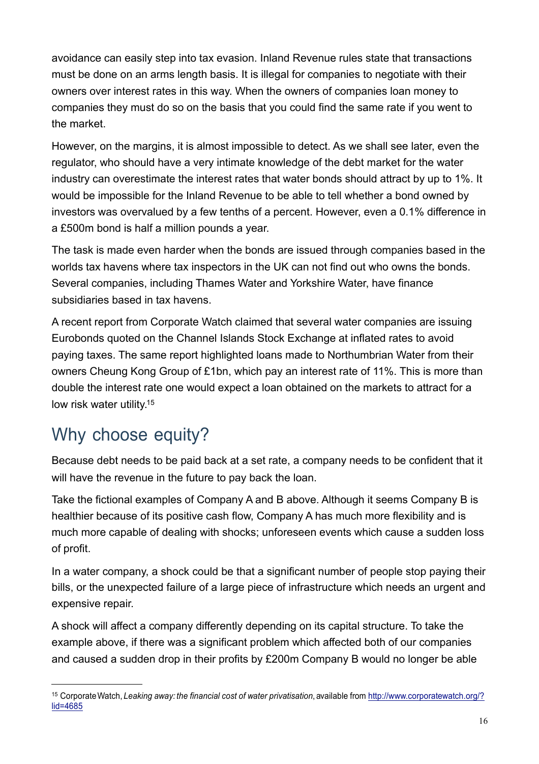avoidance can easily step into tax evasion. Inland Revenue rules state that transactions must be done on an arms length basis. It is illegal for companies to negotiate with their owners over interest rates in this way. When the owners of companies loan money to companies they must do so on the basis that you could find the same rate if you went to the market.

However, on the margins, it is almost impossible to detect. As we shall see later, even the regulator, who should have a very intimate knowledge of the debt market for the water industry can overestimate the interest rates that water bonds should attract by up to 1%. It would be impossible for the Inland Revenue to be able to tell whether a bond owned by investors was overvalued by a few tenths of a percent. However, even a 0.1% difference in a £500m bond is half a million pounds a year.

The task is made even harder when the bonds are issued through companies based in the worlds tax havens where tax inspectors in the UK can not find out who owns the bonds. Several companies, including Thames Water and Yorkshire Water, have finance subsidiaries based in tax havens.

A recent report from Corporate Watch claimed that several water companies are issuing Eurobonds quoted on the Channel Islands Stock Exchange at inflated rates to avoid paying taxes. The same report highlighted loans made to Northumbrian Water from their owners Cheung Kong Group of £1bn, which pay an interest rate of 11%. This is more than double the interest rate one would expect a loan obtained on the markets to attract for a low risk water utility.[15]

## Why choose equity?

Because debt needs to be paid back at a set rate, a company needs to be confident that it will have the revenue in the future to pay back the loan.

Take the fictional examples of Company A and B above. Although it seems Company B is healthier because of its positive cash flow, Company A has much more flexibility and is much more capable of dealing with shocks; unforeseen events which cause a sudden loss of profit.

In a water company, a shock could be that a significant number of people stop paying their bills, or the unexpected failure of a large piece of infrastructure which needs an urgent and expensive repair.

A shock will affect a company differently depending on its capital structure. To take the example above, if there was a significant problem which affected both of our companies and caused a sudden drop in their profits by £200m Company B would no longer be able

---

[15] Corporate Watch, *Leaking away: the financial cost of water privatisation*, available from http://www.corporatewatch.org/?lid=4685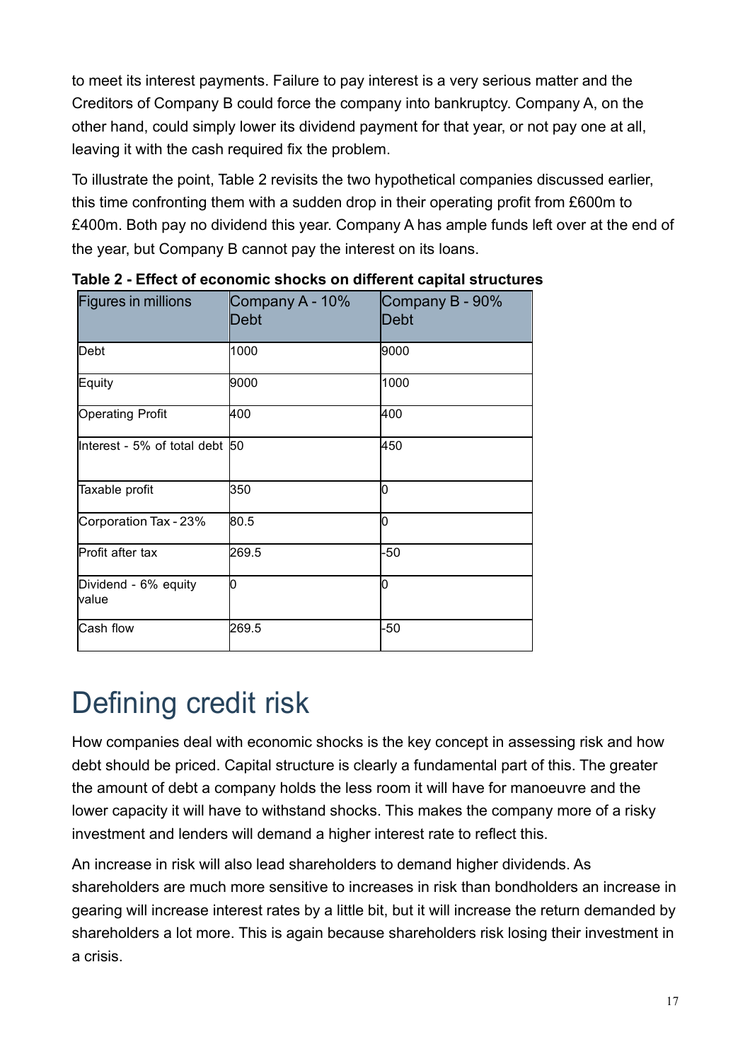to meet its interest payments. Failure to pay interest is a very serious matter and the Creditors of Company B could force the company into bankruptcy. Company A, on the other hand, could simply lower its dividend payment for that year, or not pay one at all, leaving it with the cash required fix the problem.

To illustrate the point, Table 2 revisits the two hypothetical companies discussed earlier, this time confronting them with a sudden drop in their operating profit from £600m to £400m. Both pay no dividend this year. Company A has ample funds left over at the end of the year, but Company B cannot pay the interest on its loans.

**Table 2 - Effect of economic shocks on different capital structures**

| Figures in millions | Company A - 10% Debt | Company B - 90% Debt |
| --- | --- | --- |
| Debt | 1000 | 9000 |
| Equity | 9000 | 1000 |
| Operating Profit | 400 | 400 |
| Interest - 5% of total debt | 50 | 450 |
| Taxable profit | 350 | 0 |
| Corporation Tax - 23% | 80.5 | 0 |
| Profit after tax | 269.5 | -50 |
| Dividend - 6% equity value | 0 | 0 |
| Cash flow | 269.5 | -50 |

# Defining credit risk

How companies deal with economic shocks is the key concept in assessing risk and how debt should be priced. Capital structure is clearly a fundamental part of this. The greater the amount of debt a company holds the less room it will have for manoeuvre and the lower capacity it will have to withstand shocks. This makes the company more of a risky investment and lenders will demand a higher interest rate to reflect this.

An increase in risk will also lead shareholders to demand higher dividends. As shareholders are much more sensitive to increases in risk than bondholders an increase in gearing will increase interest rates by a little bit, but it will increase the return demanded by shareholders a lot more. This is again because shareholders risk losing their investment in a crisis.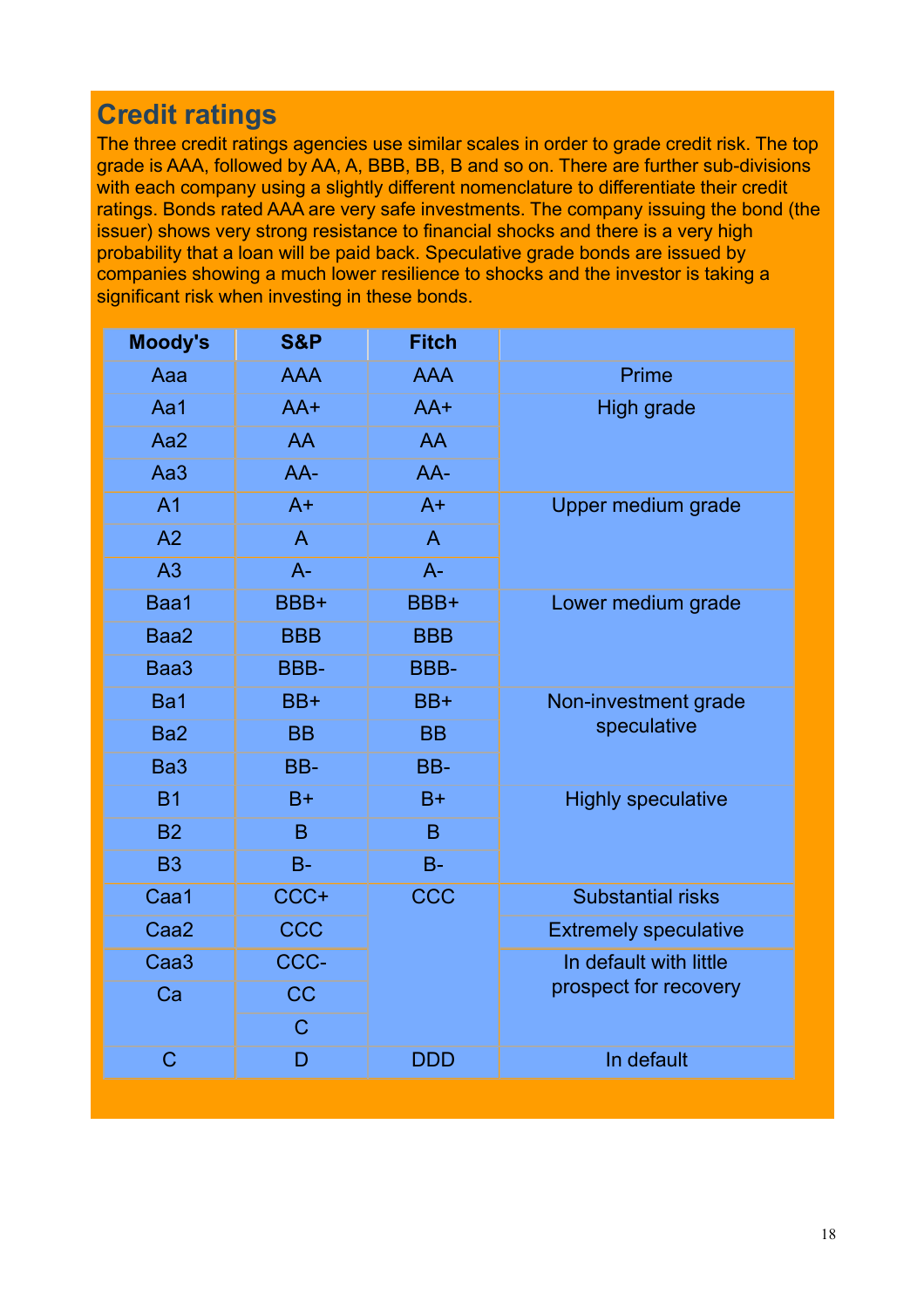## Credit ratings

The three credit ratings agencies use similar scales in order to grade credit risk. The top grade is AAA, followed by AA, A, BBB, BB, B and so on. There are further sub-divisions with each company using a slightly different nomenclature to differentiate their credit ratings. Bonds rated AAA are very safe investments. The company issuing the bond (the issuer) shows very strong resistance to financial shocks and there is a very high probability that a loan will be paid back. Speculative grade bonds are issued by companies showing a much lower resilience to shocks and the investor is taking a significant risk when investing in these bonds.

| Moody's | S&P | Fitch | |
|---|---|---|---|
| Aaa | AAA | AAA | Prime |
| Aa1 | AA+ | AA+ | High grade |
| Aa2 | AA | AA | |
| Aa3 | AA- | AA- | |
| A1 | A+ | A+ | Upper medium grade |
| A2 | A | A | |
| A3 | A- | A- | |
| Baa1 | BBB+ | BBB+ | Lower medium grade |
| Baa2 | BBB | BBB | |
| Baa3 | BBB- | BBB- | |
| Ba1 | BB+ | BB+ | Non-investment grade speculative |
| Ba2 | BB | BB | |
| Ba3 | BB- | BB- | |
| B1 | B+ | B+ | Highly speculative |
| B2 | B | B | |
| B3 | B- | B- | |
| Caa1 | CCC+ | CCC | Substantial risks |
| Caa2 | CCC | | Extremely speculative |
| Caa3 | CCC- | | In default with little prospect for recovery |
| Ca | CC | | |
| | C | | |
| C | D | DDD | In default |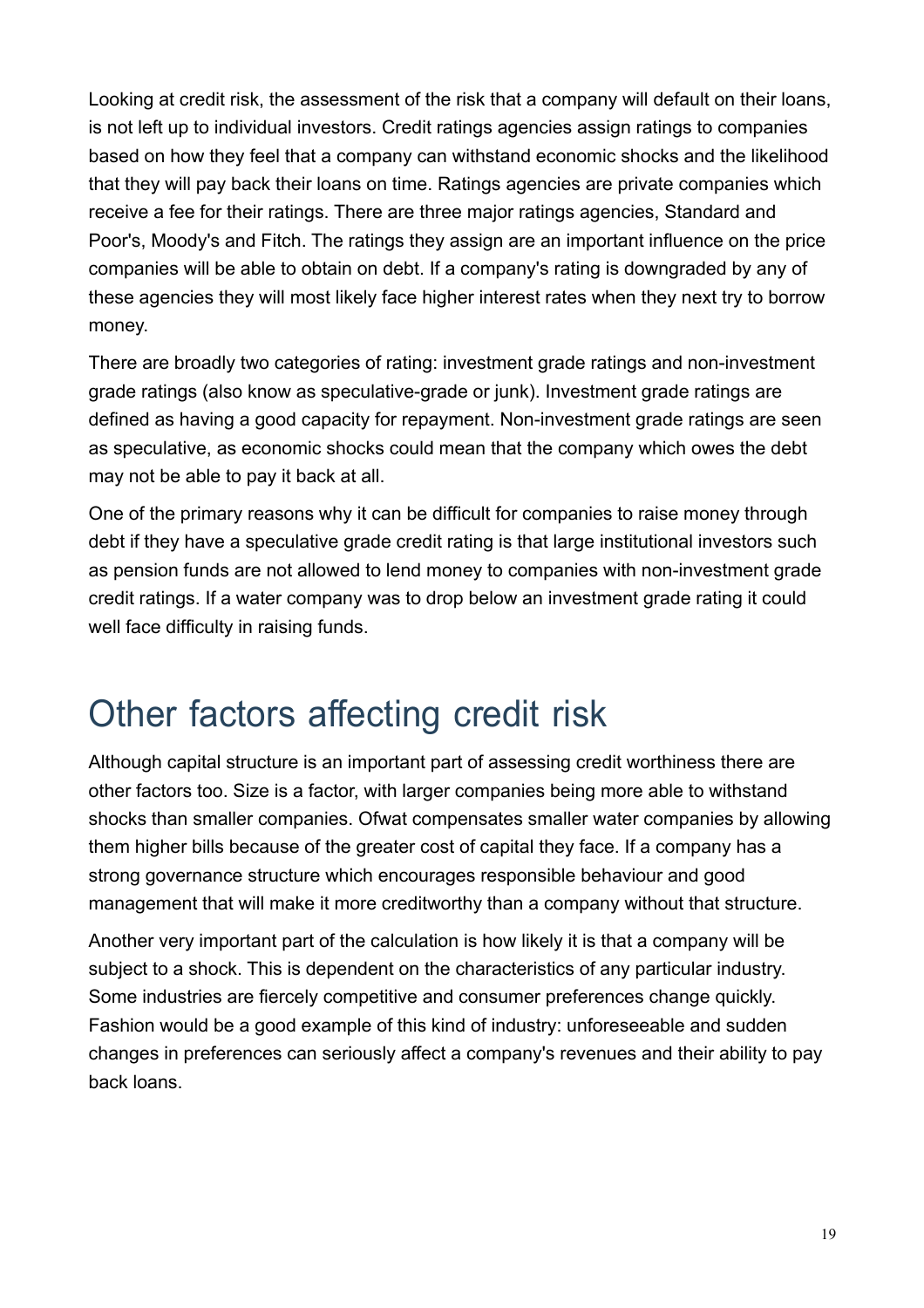Looking at credit risk, the assessment of the risk that a company will default on their loans, is not left up to individual investors. Credit ratings agencies assign ratings to companies based on how they feel that a company can withstand economic shocks and the likelihood that they will pay back their loans on time. Ratings agencies are private companies which receive a fee for their ratings. There are three major ratings agencies, Standard and Poor's, Moody's and Fitch. The ratings they assign are an important influence on the price companies will be able to obtain on debt. If a company's rating is downgraded by any of these agencies they will most likely face higher interest rates when they next try to borrow money.

There are broadly two categories of rating: investment grade ratings and non-investment grade ratings (also know as speculative-grade or junk). Investment grade ratings are defined as having a good capacity for repayment. Non-investment grade ratings are seen as speculative, as economic shocks could mean that the company which owes the debt may not be able to pay it back at all.

One of the primary reasons why it can be difficult for companies to raise money through debt if they have a speculative grade credit rating is that large institutional investors such as pension funds are not allowed to lend money to companies with non-investment grade credit ratings. If a water company was to drop below an investment grade rating it could well face difficulty in raising funds.

## Other factors affecting credit risk

Although capital structure is an important part of assessing credit worthiness there are other factors too. Size is a factor, with larger companies being more able to withstand shocks than smaller companies. Ofwat compensates smaller water companies by allowing them higher bills because of the greater cost of capital they face. If a company has a strong governance structure which encourages responsible behaviour and good management that will make it more creditworthy than a company without that structure.

Another very important part of the calculation is how likely it is that a company will be subject to a shock. This is dependent on the characteristics of any particular industry. Some industries are fiercely competitive and consumer preferences change quickly. Fashion would be a good example of this kind of industry: unforeseeable and sudden changes in preferences can seriously affect a company's revenues and their ability to pay back loans.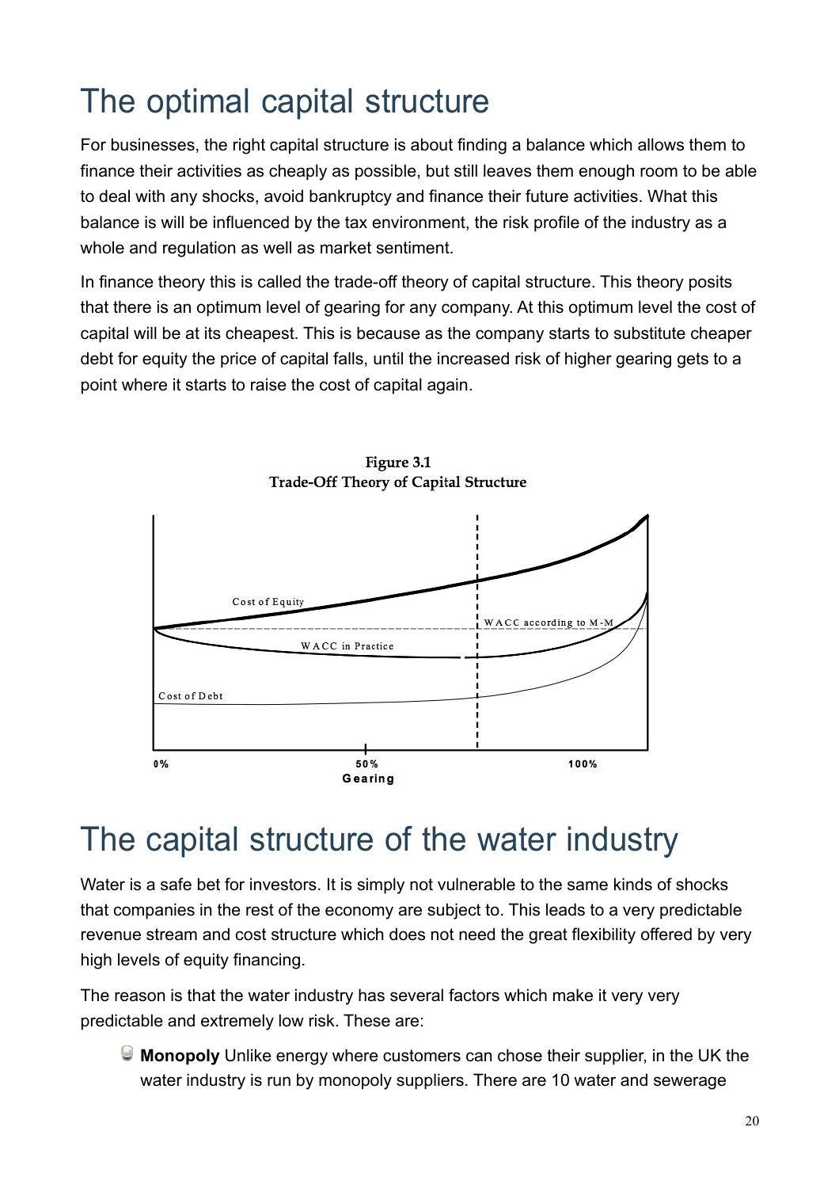# The optimal capital structure

For businesses, the right capital structure is about finding a balance which allows them to finance their activities as cheaply as possible, but still leaves them enough room to be able to deal with any shocks, avoid bankruptcy and finance their future activities. What this balance is will be influenced by the tax environment, the risk profile of the industry as a whole and regulation as well as market sentiment.

In finance theory this is called the trade-off theory of capital structure. This theory posits that there is an optimum level of gearing for any company. At this optimum level the cost of capital will be at its cheapest. This is because as the company starts to substitute cheaper debt for equity the price of capital falls, until the increased risk of higher gearing gets to a point where it starts to raise the cost of capital again.

**Figure 3.1**
**Trade-Off Theory of Capital Structure**

Cost of Equity

WACC according to M-M

WACC in Practice

Cost of Debt

0% 50% 100%

Gearing

# The capital structure of the water industry

Water is a safe bet for investors. It is simply not vulnerable to the same kinds of shocks that companies in the rest of the economy are subject to. This leads to a very predictable revenue stream and cost structure which does not need the great flexibility offered by very high levels of equity financing.

The reason is that the water industry has several factors which make it very very predictable and extremely low risk. These are:

- **Monopoly** Unlike energy where customers can chose their supplier, in the UK the water industry is run by monopoly suppliers. There are 10 water and sewerage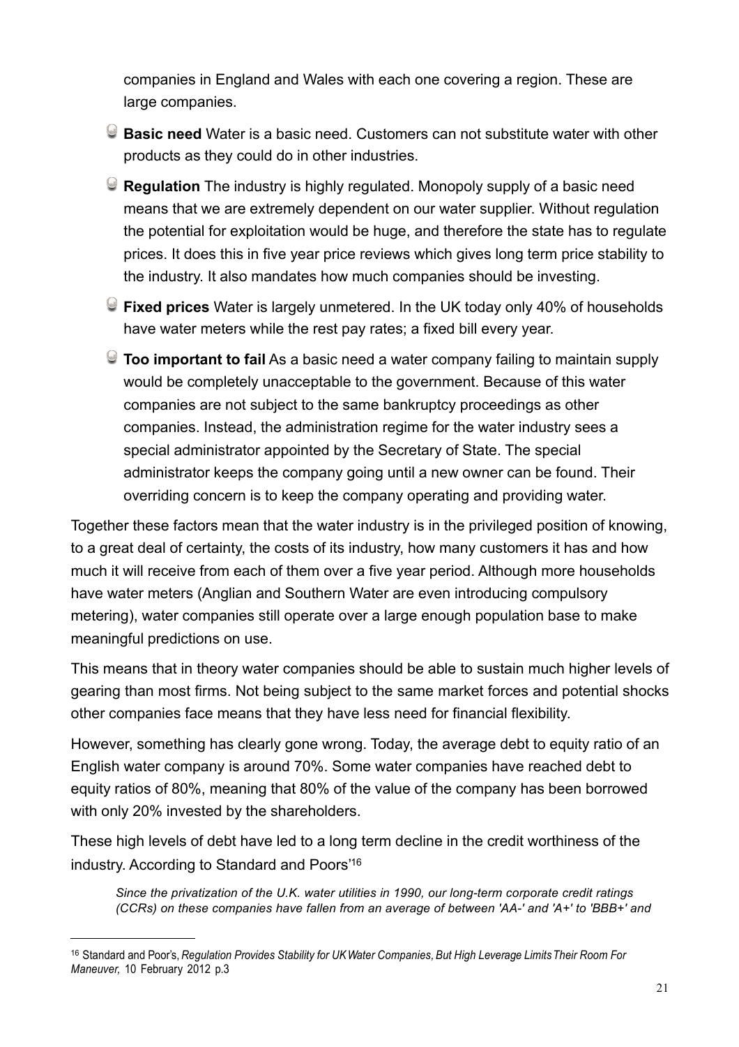companies in England and Wales with each one covering a region. These are large companies.

- **Basic need** Water is a basic need. Customers can not substitute water with other products as they could do in other industries.
- **Regulation** The industry is highly regulated. Monopoly supply of a basic need means that we are extremely dependent on our water supplier. Without regulation the potential for exploitation would be huge, and therefore the state has to regulate prices. It does this in five year price reviews which gives long term price stability to the industry. It also mandates how much companies should be investing.
- **Fixed prices** Water is largely unmetered. In the UK today only 40% of households have water meters while the rest pay rates; a fixed bill every year.
- **Too important to fail** As a basic need a water company failing to maintain supply would be completely unacceptable to the government. Because of this water companies are not subject to the same bankruptcy proceedings as other companies. Instead, the administration regime for the water industry sees a special administrator appointed by the Secretary of State. The special administrator keeps the company going until a new owner can be found. Their overriding concern is to keep the company operating and providing water.

Together these factors mean that the water industry is in the privileged position of knowing, to a great deal of certainty, the costs of its industry, how many customers it has and how much it will receive from each of them over a five year period. Although more households have water meters (Anglian and Southern Water are even introducing compulsory metering), water companies still operate over a large enough population base to make meaningful predictions on use.

This means that in theory water companies should be able to sustain much higher levels of gearing than most firms. Not being subject to the same market forces and potential shocks other companies face means that they have less need for financial flexibility.

However, something has clearly gone wrong. Today, the average debt to equity ratio of an English water company is around 70%. Some water companies have reached debt to equity ratios of 80%, meaning that 80% of the value of the company has been borrowed with only 20% invested by the shareholders.

These high levels of debt have led to a long term decline in the credit worthiness of the industry. According to Standard and Poors'[16]

> *Since the privatization of the U.K. water utilities in 1990, our long-term corporate credit ratings (CCRs) on these companies have fallen from an average of between 'AA-' and 'A+' to 'BBB+' and*

---

[16] Standard and Poor's, *Regulation Provides Stability for UK Water Companies, But High Leverage Limits Their Room For Maneuver,* 10 February 2012 p.3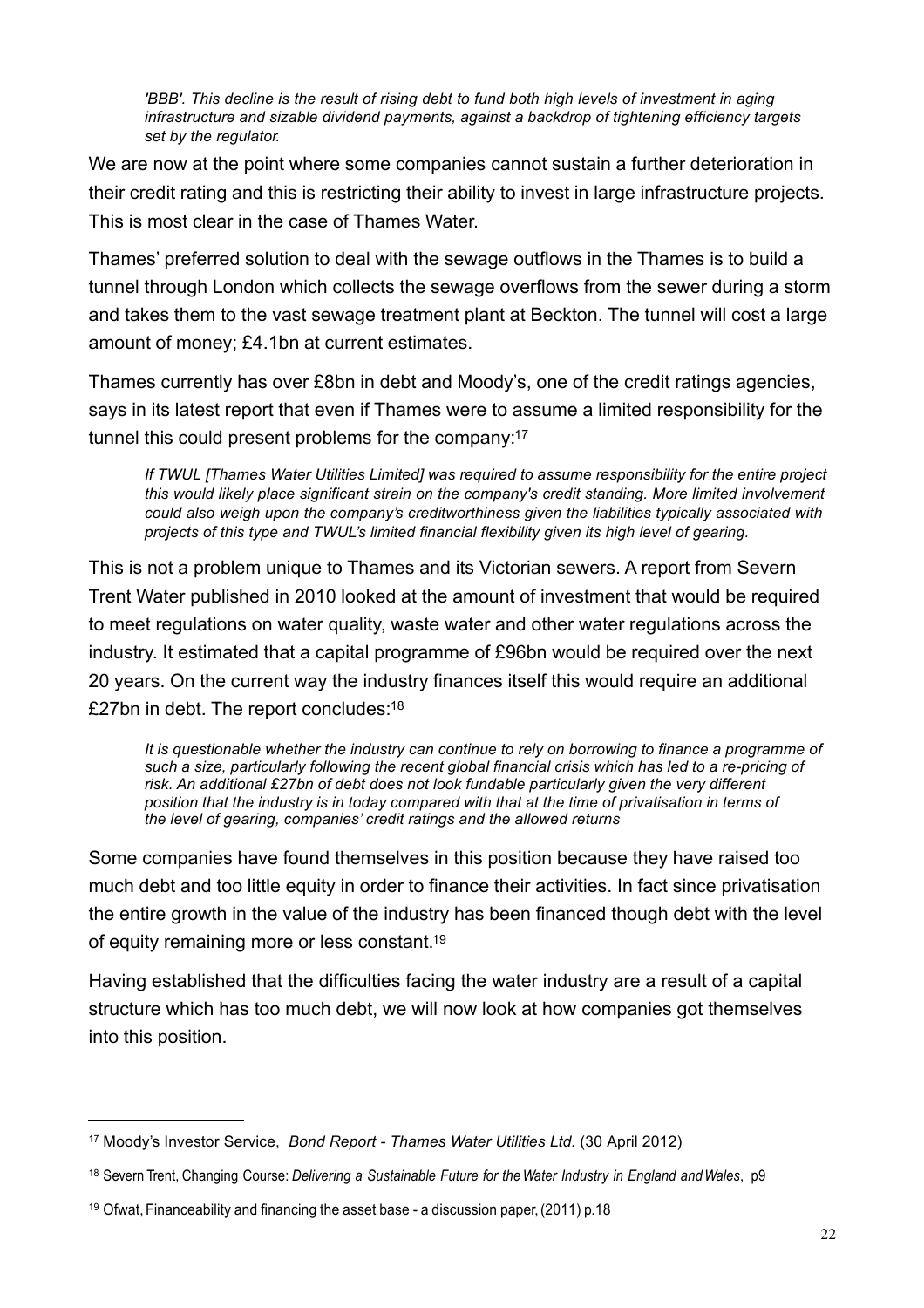*'BBB'. This decline is the result of rising debt to fund both high levels of investment in aging infrastructure and sizable dividend payments, against a backdrop of tightening efficiency targets set by the regulator.*

We are now at the point where some companies cannot sustain a further deterioration in their credit rating and this is restricting their ability to invest in large infrastructure projects. This is most clear in the case of Thames Water.

Thames' preferred solution to deal with the sewage outflows in the Thames is to build a tunnel through London which collects the sewage overflows from the sewer during a storm and takes them to the vast sewage treatment plant at Beckton. The tunnel will cost a large amount of money; £4.1bn at current estimates.

Thames currently has over £8bn in debt and Moody's, one of the credit ratings agencies, says in its latest report that even if Thames were to assume a limited responsibility for the tunnel this could present problems for the company:[17]

*If TWUL [Thames Water Utilities Limited] was required to assume responsibility for the entire project this would likely place significant strain on the company's credit standing. More limited involvement could also weigh upon the company's creditworthiness given the liabilities typically associated with projects of this type and TWUL's limited financial flexibility given its high level of gearing.*

This is not a problem unique to Thames and its Victorian sewers. A report from Severn Trent Water published in 2010 looked at the amount of investment that would be required to meet regulations on water quality, waste water and other water regulations across the industry. It estimated that a capital programme of £96bn would be required over the next 20 years. On the current way the industry finances itself this would require an additional £27bn in debt. The report concludes:[18]

*It is questionable whether the industry can continue to rely on borrowing to finance a programme of such a size, particularly following the recent global financial crisis which has led to a re-pricing of risk. An additional £27bn of debt does not look fundable particularly given the very different position that the industry is in today compared with that at the time of privatisation in terms of the level of gearing, companies' credit ratings and the allowed returns*

Some companies have found themselves in this position because they have raised too much debt and too little equity in order to finance their activities. In fact since privatisation the entire growth in the value of the industry has been financed though debt with the level of equity remaining more or less constant.[19]

Having established that the difficulties facing the water industry are a result of a capital structure which has too much debt, we will now look at how companies got themselves into this position.

---

[17] Moody's Investor Service, *Bond Report - Thames Water Utilities Ltd.* (30 April 2012)

[18] Severn Trent, Changing Course: *Delivering a Sustainable Future for the Water Industry in England and Wales*, p9

[19] Ofwat, Financeability and financing the asset base - a discussion paper, (2011) p.18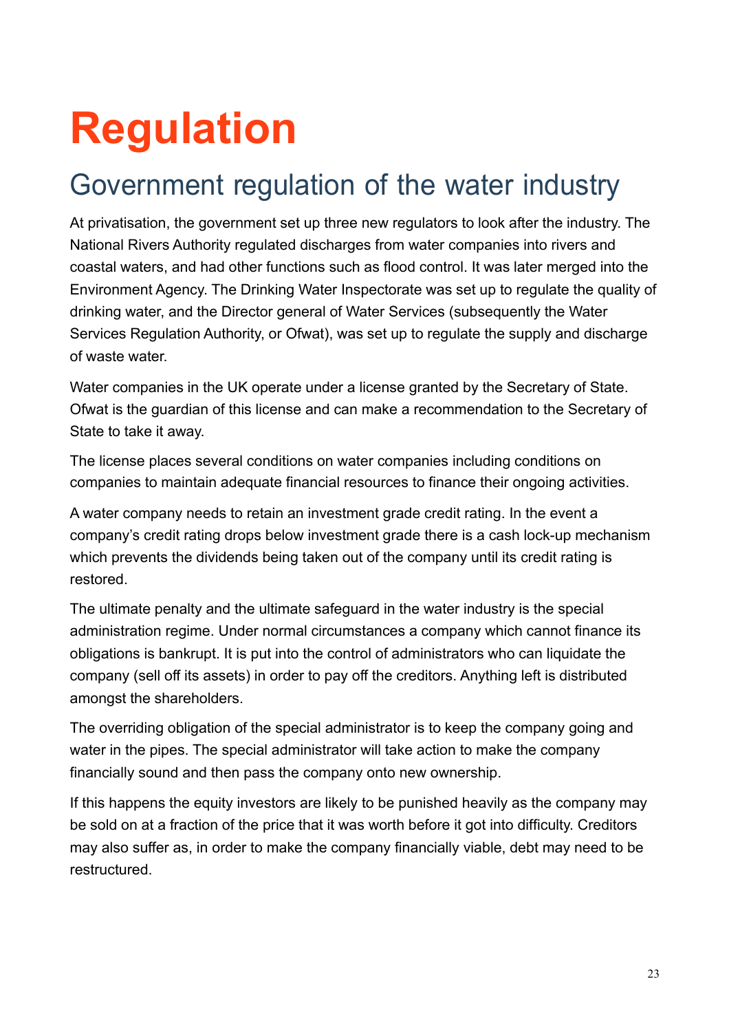# Regulation

## Government regulation of the water industry

At privatisation, the government set up three new regulators to look after the industry. The National Rivers Authority regulated discharges from water companies into rivers and coastal waters, and had other functions such as flood control. It was later merged into the Environment Agency. The Drinking Water Inspectorate was set up to regulate the quality of drinking water, and the Director general of Water Services (subsequently the Water Services Regulation Authority, or Ofwat), was set up to regulate the supply and discharge of waste water.

Water companies in the UK operate under a license granted by the Secretary of State. Ofwat is the guardian of this license and can make a recommendation to the Secretary of State to take it away.

The license places several conditions on water companies including conditions on companies to maintain adequate financial resources to finance their ongoing activities.

A water company needs to retain an investment grade credit rating. In the event a company's credit rating drops below investment grade there is a cash lock-up mechanism which prevents the dividends being taken out of the company until its credit rating is restored.

The ultimate penalty and the ultimate safeguard in the water industry is the special administration regime. Under normal circumstances a company which cannot finance its obligations is bankrupt. It is put into the control of administrators who can liquidate the company (sell off its assets) in order to pay off the creditors. Anything left is distributed amongst the shareholders.

The overriding obligation of the special administrator is to keep the company going and water in the pipes. The special administrator will take action to make the company financially sound and then pass the company onto new ownership.

If this happens the equity investors are likely to be punished heavily as the company may be sold on at a fraction of the price that it was worth before it got into difficulty. Creditors may also suffer as, in order to make the company financially viable, debt may need to be restructured.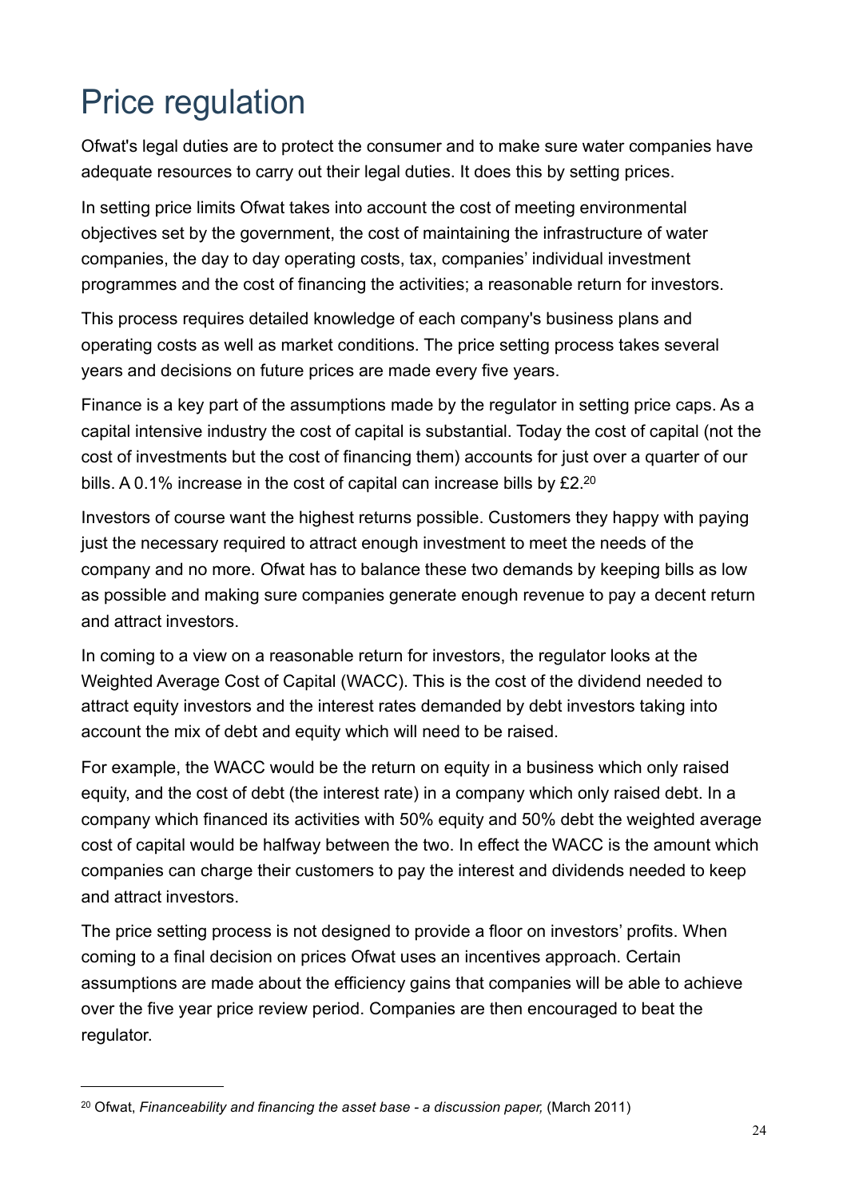# Price regulation

Ofwat's legal duties are to protect the consumer and to make sure water companies have adequate resources to carry out their legal duties. It does this by setting prices.

In setting price limits Ofwat takes into account the cost of meeting environmental objectives set by the government, the cost of maintaining the infrastructure of water companies, the day to day operating costs, tax, companies' individual investment programmes and the cost of financing the activities; a reasonable return for investors.

This process requires detailed knowledge of each company's business plans and operating costs as well as market conditions. The price setting process takes several years and decisions on future prices are made every five years.

Finance is a key part of the assumptions made by the regulator in setting price caps. As a capital intensive industry the cost of capital is substantial. Today the cost of capital (not the cost of investments but the cost of financing them) accounts for just over a quarter of our bills. A 0.1% increase in the cost of capital can increase bills by £2.[20]

Investors of course want the highest returns possible. Customers they happy with paying just the necessary required to attract enough investment to meet the needs of the company and no more. Ofwat has to balance these two demands by keeping bills as low as possible and making sure companies generate enough revenue to pay a decent return and attract investors.

In coming to a view on a reasonable return for investors, the regulator looks at the Weighted Average Cost of Capital (WACC). This is the cost of the dividend needed to attract equity investors and the interest rates demanded by debt investors taking into account the mix of debt and equity which will need to be raised.

For example, the WACC would be the return on equity in a business which only raised equity, and the cost of debt (the interest rate) in a company which only raised debt. In a company which financed its activities with 50% equity and 50% debt the weighted average cost of capital would be halfway between the two. In effect the WACC is the amount which companies can charge their customers to pay the interest and dividends needed to keep and attract investors.

The price setting process is not designed to provide a floor on investors' profits. When coming to a final decision on prices Ofwat uses an incentives approach. Certain assumptions are made about the efficiency gains that companies will be able to achieve over the five year price review period. Companies are then encouraged to beat the regulator.

---

[20] Ofwat, *Financeability and financing the asset base - a discussion paper,* (March 2011)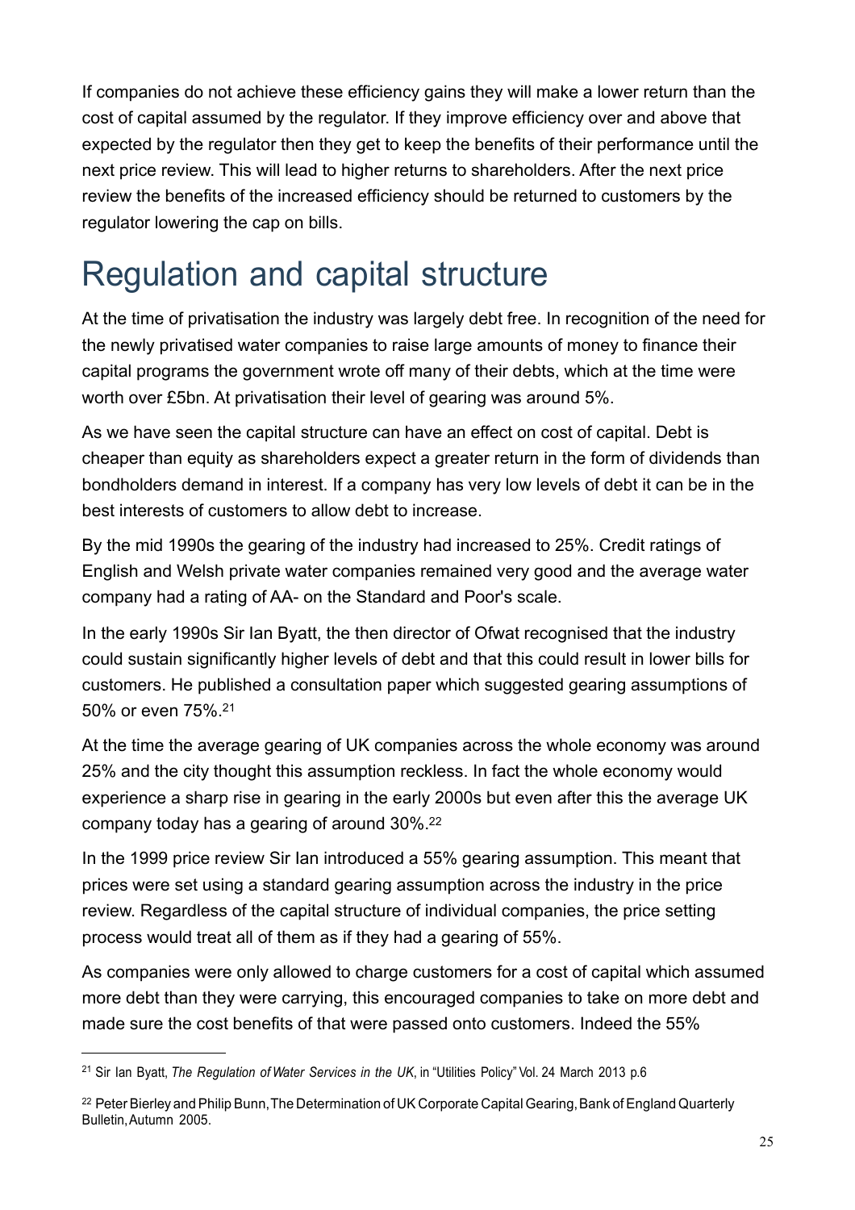If companies do not achieve these efficiency gains they will make a lower return than the cost of capital assumed by the regulator. If they improve efficiency over and above that expected by the regulator then they get to keep the benefits of their performance until the next price review. This will lead to higher returns to shareholders. After the next price review the benefits of the increased efficiency should be returned to customers by the regulator lowering the cap on bills.

# Regulation and capital structure

At the time of privatisation the industry was largely debt free. In recognition of the need for the newly privatised water companies to raise large amounts of money to finance their capital programs the government wrote off many of their debts, which at the time were worth over £5bn. At privatisation their level of gearing was around 5%.

As we have seen the capital structure can have an effect on cost of capital. Debt is cheaper than equity as shareholders expect a greater return in the form of dividends than bondholders demand in interest. If a company has very low levels of debt it can be in the best interests of customers to allow debt to increase.

By the mid 1990s the gearing of the industry had increased to 25%. Credit ratings of English and Welsh private water companies remained very good and the average water company had a rating of AA- on the Standard and Poor's scale.

In the early 1990s Sir Ian Byatt, the then director of Ofwat recognised that the industry could sustain significantly higher levels of debt and that this could result in lower bills for customers. He published a consultation paper which suggested gearing assumptions of 50% or even 75%.[21]

At the time the average gearing of UK companies across the whole economy was around 25% and the city thought this assumption reckless. In fact the whole economy would experience a sharp rise in gearing in the early 2000s but even after this the average UK company today has a gearing of around 30%.[22]

In the 1999 price review Sir Ian introduced a 55% gearing assumption. This meant that prices were set using a standard gearing assumption across the industry in the price review. Regardless of the capital structure of individual companies, the price setting process would treat all of them as if they had a gearing of 55%.

As companies were only allowed to charge customers for a cost of capital which assumed more debt than they were carrying, this encouraged companies to take on more debt and made sure the cost benefits of that were passed onto customers. Indeed the 55%

---

[21] Sir Ian Byatt, *The Regulation of Water Services in the UK*, in "Utilities Policy" Vol. 24 March 2013 p.6

[22] Peter Bierley and Philip Bunn, The Determination of UK Corporate Capital Gearing, Bank of England Quarterly Bulletin, Autumn 2005.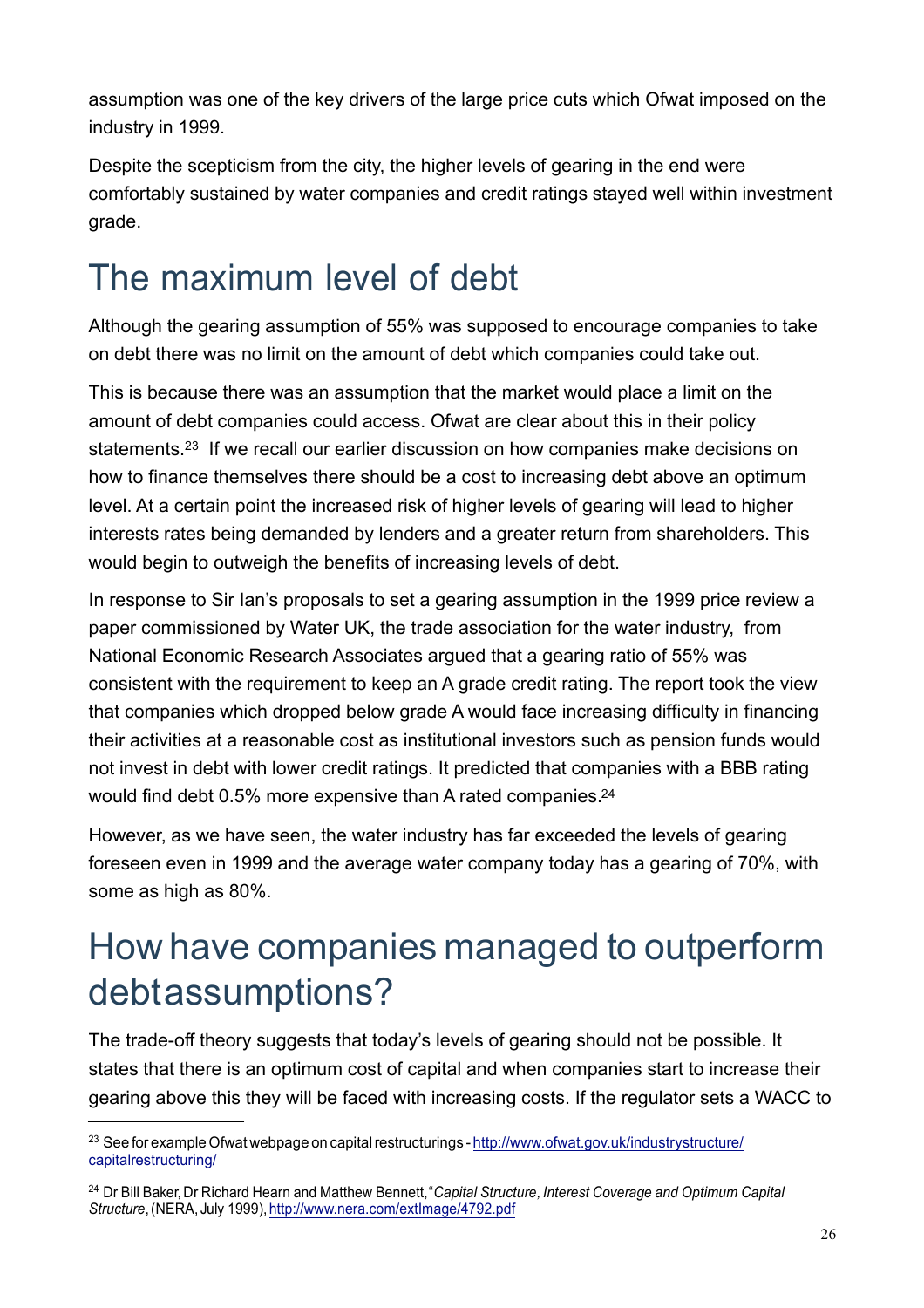assumption was one of the key drivers of the large price cuts which Ofwat imposed on the industry in 1999.

Despite the scepticism from the city, the higher levels of gearing in the end were comfortably sustained by water companies and credit ratings stayed well within investment grade.

# The maximum level of debt

Although the gearing assumption of 55% was supposed to encourage companies to take on debt there was no limit on the amount of debt which companies could take out.

This is because there was an assumption that the market would place a limit on the amount of debt companies could access. Ofwat are clear about this in their policy statements.[23] If we recall our earlier discussion on how companies make decisions on how to finance themselves there should be a cost to increasing debt above an optimum level. At a certain point the increased risk of higher levels of gearing will lead to higher interests rates being demanded by lenders and a greater return from shareholders. This would begin to outweigh the benefits of increasing levels of debt.

In response to Sir Ian's proposals to set a gearing assumption in the 1999 price review a paper commissioned by Water UK, the trade association for the water industry, from National Economic Research Associates argued that a gearing ratio of 55% was consistent with the requirement to keep an A grade credit rating. The report took the view that companies which dropped below grade A would face increasing difficulty in financing their activities at a reasonable cost as institutional investors such as pension funds would not invest in debt with lower credit ratings. It predicted that companies with a BBB rating would find debt 0.5% more expensive than A rated companies.[24]

However, as we have seen, the water industry has far exceeded the levels of gearing foreseen even in 1999 and the average water company today has a gearing of 70%, with some as high as 80%.

# How have companies managed to outperform debt assumptions?

The trade-off theory suggests that today's levels of gearing should not be possible. It states that there is an optimum cost of capital and when companies start to increase their gearing above this they will be faced with increasing costs. If the regulator sets a WACC to

[23] See for example Ofwat webpage on capital restructurings - http://www.ofwat.gov.uk/industrystructure/capitalrestructuring/

[24] Dr Bill Baker, Dr Richard Hearn and Matthew Bennett, "*Capital Structure, Interest Coverage and Optimum Capital Structure*, (NERA, July 1999), http://www.nera.com/extImage/4792.pdf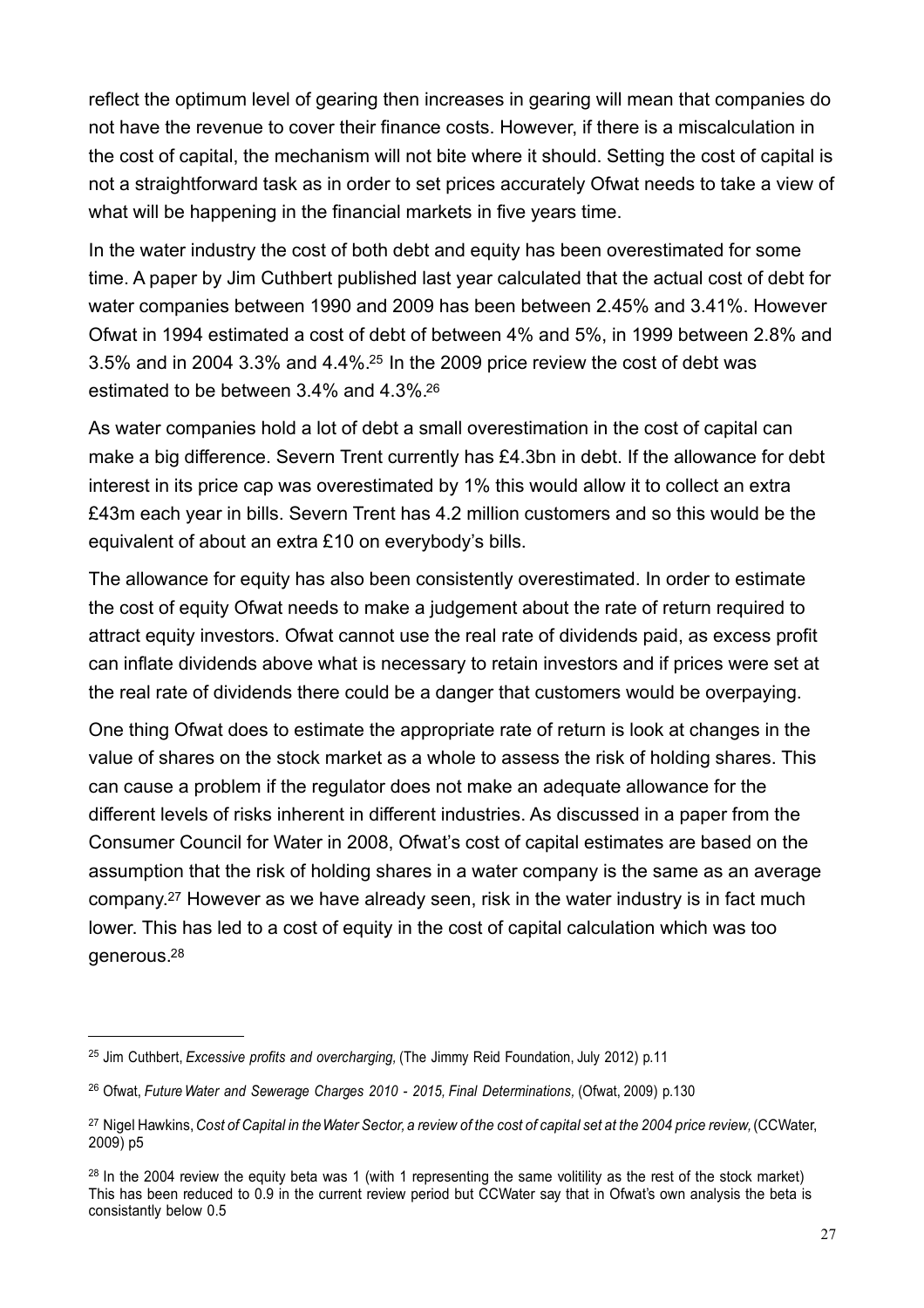reflect the optimum level of gearing then increases in gearing will mean that companies do not have the revenue to cover their finance costs. However, if there is a miscalculation in the cost of capital, the mechanism will not bite where it should. Setting the cost of capital is not a straightforward task as in order to set prices accurately Ofwat needs to take a view of what will be happening in the financial markets in five years time.

In the water industry the cost of both debt and equity has been overestimated for some time. A paper by Jim Cuthbert published last year calculated that the actual cost of debt for water companies between 1990 and 2009 has been between 2.45% and 3.41%. However Ofwat in 1994 estimated a cost of debt of between 4% and 5%, in 1999 between 2.8% and 3.5% and in 2004 3.3% and 4.4%.[25] In the 2009 price review the cost of debt was estimated to be between 3.4% and 4.3%.[26]

As water companies hold a lot of debt a small overestimation in the cost of capital can make a big difference. Severn Trent currently has £4.3bn in debt. If the allowance for debt interest in its price cap was overestimated by 1% this would allow it to collect an extra £43m each year in bills. Severn Trent has 4.2 million customers and so this would be the equivalent of about an extra £10 on everybody's bills.

The allowance for equity has also been consistently overestimated. In order to estimate the cost of equity Ofwat needs to make a judgement about the rate of return required to attract equity investors. Ofwat cannot use the real rate of dividends paid, as excess profit can inflate dividends above what is necessary to retain investors and if prices were set at the real rate of dividends there could be a danger that customers would be overpaying.

One thing Ofwat does to estimate the appropriate rate of return is look at changes in the value of shares on the stock market as a whole to assess the risk of holding shares. This can cause a problem if the regulator does not make an adequate allowance for the different levels of risks inherent in different industries. As discussed in a paper from the Consumer Council for Water in 2008, Ofwat's cost of capital estimates are based on the assumption that the risk of holding shares in a water company is the same as an average company.[27] However as we have already seen, risk in the water industry is in fact much lower. This has led to a cost of equity in the cost of capital calculation which was too generous.[28]

---

[25] Jim Cuthbert, *Excessive profits and overcharging,* (The Jimmy Reid Foundation, July 2012) p.11

[26] Ofwat, *Future Water and Sewerage Charges 2010 - 2015, Final Determinations,* (Ofwat, 2009) p.130

[27] Nigel Hawkins, *Cost of Capital in the Water Sector, a review of the cost of capital set at the 2004 price review,* (CCWater, 2009) p5

[28] In the 2004 review the equity beta was 1 (with 1 representing the same volitility as the rest of the stock market) This has been reduced to 0.9 in the current review period but CCWater say that in Ofwat's own analysis the beta is consistantly below 0.5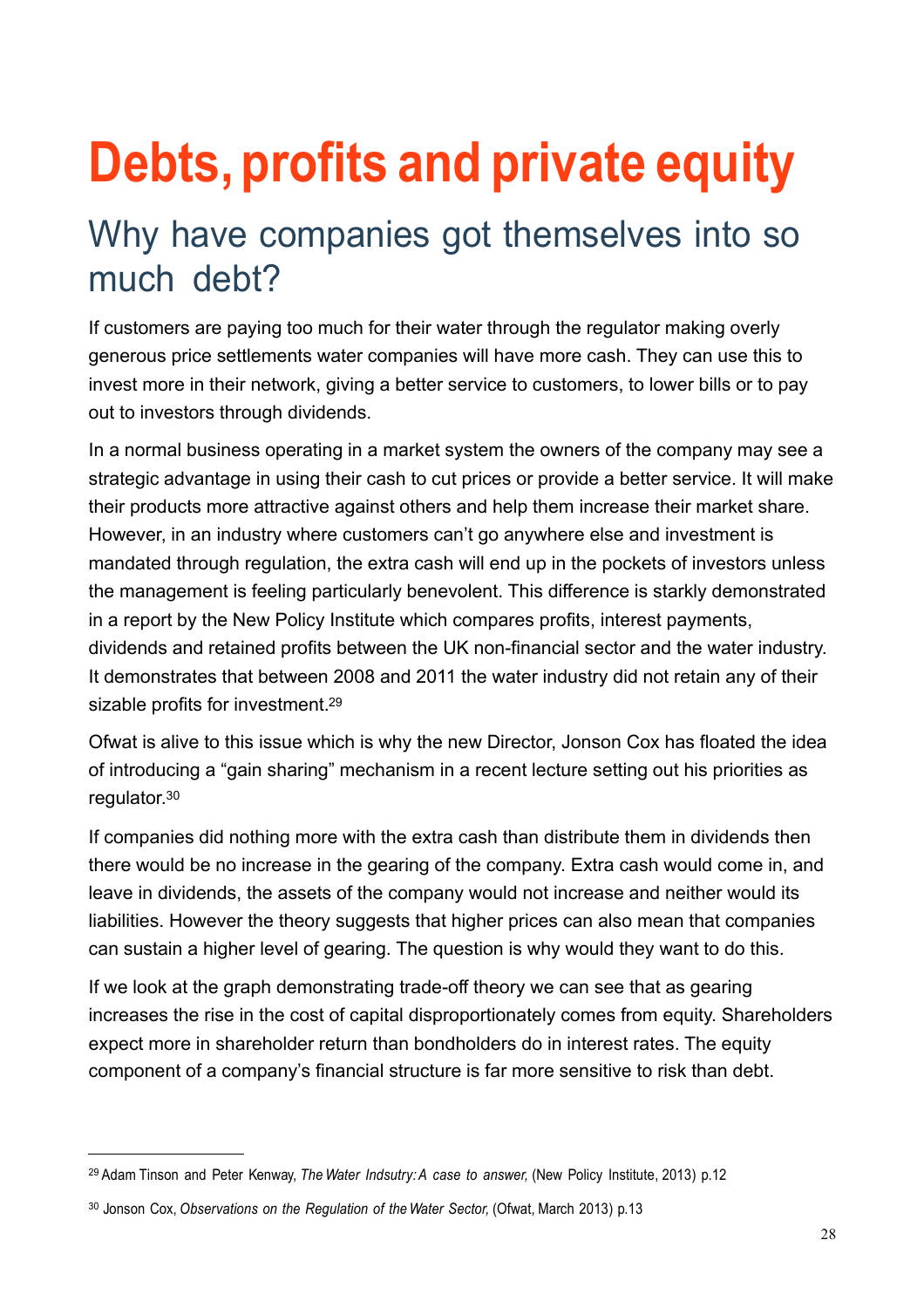# Debts, profits and private equity

## Why have companies got themselves into so much debt?

If customers are paying too much for their water through the regulator making overly generous price settlements water companies will have more cash. They can use this to invest more in their network, giving a better service to customers, to lower bills or to pay out to investors through dividends.

In a normal business operating in a market system the owners of the company may see a strategic advantage in using their cash to cut prices or provide a better service. It will make their products more attractive against others and help them increase their market share. However, in an industry where customers can't go anywhere else and investment is mandated through regulation, the extra cash will end up in the pockets of investors unless the management is feeling particularly benevolent. This difference is starkly demonstrated in a report by the New Policy Institute which compares profits, interest payments, dividends and retained profits between the UK non-financial sector and the water industry. It demonstrates that between 2008 and 2011 the water industry did not retain any of their sizable profits for investment.[29]

Ofwat is alive to this issue which is why the new Director, Jonson Cox has floated the idea of introducing a "gain sharing" mechanism in a recent lecture setting out his priorities as regulator.[30]

If companies did nothing more with the extra cash than distribute them in dividends then there would be no increase in the gearing of the company. Extra cash would come in, and leave in dividends, the assets of the company would not increase and neither would its liabilities. However the theory suggests that higher prices can also mean that companies can sustain a higher level of gearing. The question is why would they want to do this.

If we look at the graph demonstrating trade-off theory we can see that as gearing increases the rise in the cost of capital disproportionately comes from equity. Shareholders expect more in shareholder return than bondholders do in interest rates. The equity component of a company's financial structure is far more sensitive to risk than debt.

---

[29] Adam Tinson and Peter Kenway, *The Water Indsutry: A case to answer,* (New Policy Institute, 2013) p.12

[30] Jonson Cox, *Observations on the Regulation of the Water Sector,* (Ofwat, March 2013) p.13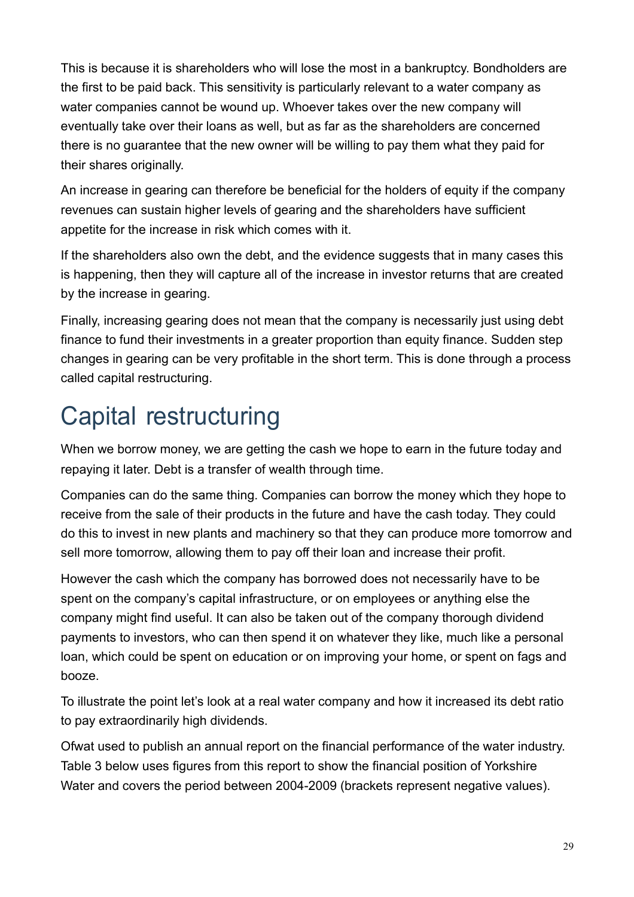This is because it is shareholders who will lose the most in a bankruptcy. Bondholders are the first to be paid back. This sensitivity is particularly relevant to a water company as water companies cannot be wound up. Whoever takes over the new company will eventually take over their loans as well, but as far as the shareholders are concerned there is no guarantee that the new owner will be willing to pay them what they paid for their shares originally.

An increase in gearing can therefore be beneficial for the holders of equity if the company revenues can sustain higher levels of gearing and the shareholders have sufficient appetite for the increase in risk which comes with it.

If the shareholders also own the debt, and the evidence suggests that in many cases this is happening, then they will capture all of the increase in investor returns that are created by the increase in gearing.

Finally, increasing gearing does not mean that the company is necessarily just using debt finance to fund their investments in a greater proportion than equity finance. Sudden step changes in gearing can be very profitable in the short term. This is done through a process called capital restructuring.

# Capital restructuring

When we borrow money, we are getting the cash we hope to earn in the future today and repaying it later. Debt is a transfer of wealth through time.

Companies can do the same thing. Companies can borrow the money which they hope to receive from the sale of their products in the future and have the cash today. They could do this to invest in new plants and machinery so that they can produce more tomorrow and sell more tomorrow, allowing them to pay off their loan and increase their profit.

However the cash which the company has borrowed does not necessarily have to be spent on the company's capital infrastructure, or on employees or anything else the company might find useful. It can also be taken out of the company thorough dividend payments to investors, who can then spend it on whatever they like, much like a personal loan, which could be spent on education or on improving your home, or spent on fags and booze.

To illustrate the point let's look at a real water company and how it increased its debt ratio to pay extraordinarily high dividends.

Ofwat used to publish an annual report on the financial performance of the water industry. Table 3 below uses figures from this report to show the financial position of Yorkshire Water and covers the period between 2004-2009 (brackets represent negative values).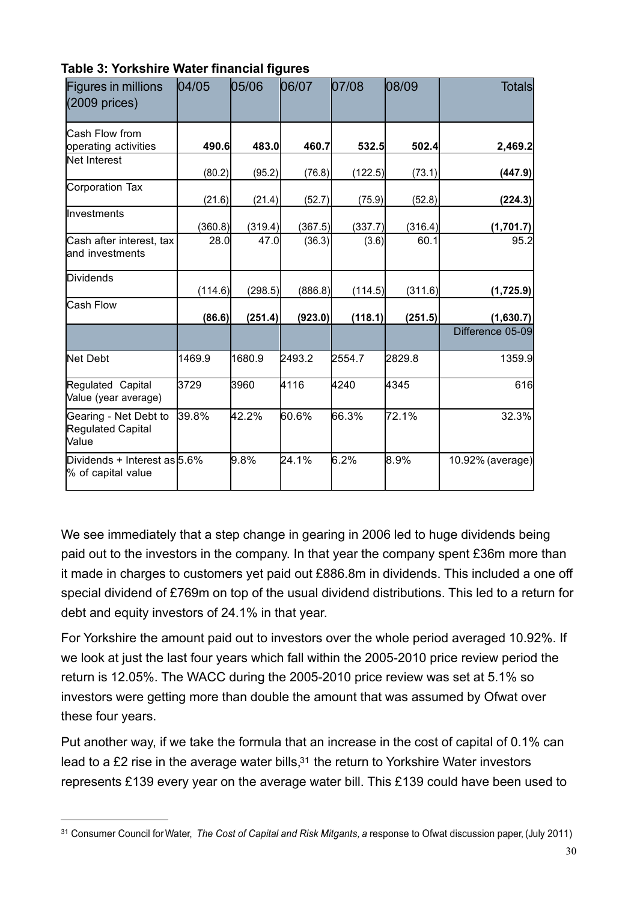**Table 3: Yorkshire Water financial figures**

| Figures in millions (2009 prices) | 04/05 | 05/06 | 06/07 | 07/08 | 08/09 | Totals |
|---|---|---|---|---|---|---|
| Cash Flow from operating activities | **490.6** | **483.0** | **460.7** | **532.5** | **502.4** | **2,469.2** |
| Net Interest | (80.2) | (95.2) | (76.8) | (122.5) | (73.1) | **(447.9)** |
| Corporation Tax | (21.6) | (21.4) | (52.7) | (75.9) | (52.8) | **(224.3)** |
| Investments | (360.8) | (319.4) | (367.5) | (337.7) | (316.4) | **(1,701.7)** |
| Cash after interest, tax and investments | 28.0 | 47.0 | (36.3) | (3.6) | 60.1 | 95.2 |
| Dividends | (114.6) | (298.5) | (886.8) | (114.5) | (311.6) | **(1,725.9)** |
| Cash Flow | **(86.6)** | **(251.4)** | **(923.0)** | **(118.1)** | **(251.5)** | **(1,630.7)** |
| | | | | | | Difference 05-09 |
| Net Debt | 1469.9 | 1680.9 | 2493.2 | 2554.7 | 2829.8 | 1359.9 |
| Regulated Capital Value (year average) | 3729 | 3960 | 4116 | 4240 | 4345 | 616 |
| Gearing - Net Debt to Regulated Capital Value | 39.8% | 42.2% | 60.6% | 66.3% | 72.1% | 32.3% |
| Dividends + Interest as % of capital value | 5.6% | 9.8% | 24.1% | 6.2% | 8.9% | 10.92% (average) |

We see immediately that a step change in gearing in 2006 led to huge dividends being paid out to the investors in the company. In that year the company spent £36m more than it made in charges to customers yet paid out £886.8m in dividends. This included a one off special dividend of £769m on top of the usual dividend distributions. This led to a return for debt and equity investors of 24.1% in that year.

For Yorkshire the amount paid out to investors over the whole period averaged 10.92%. If we look at just the last four years which fall within the 2005-2010 price review period the return is 12.05%. The WACC during the 2005-2010 price review was set at 5.1% so investors were getting more than double the amount that was assumed by Ofwat over these four years.

Put another way, if we take the formula that an increase in the cost of capital of 0.1% can lead to a £2 rise in the average water bills,[31] the return to Yorkshire Water investors represents £139 every year on the average water bill. This £139 could have been used to

[31] Consumer Council for Water, *The Cost of Capital and Risk Mitgants, a* response to Ofwat discussion paper, (July 2011)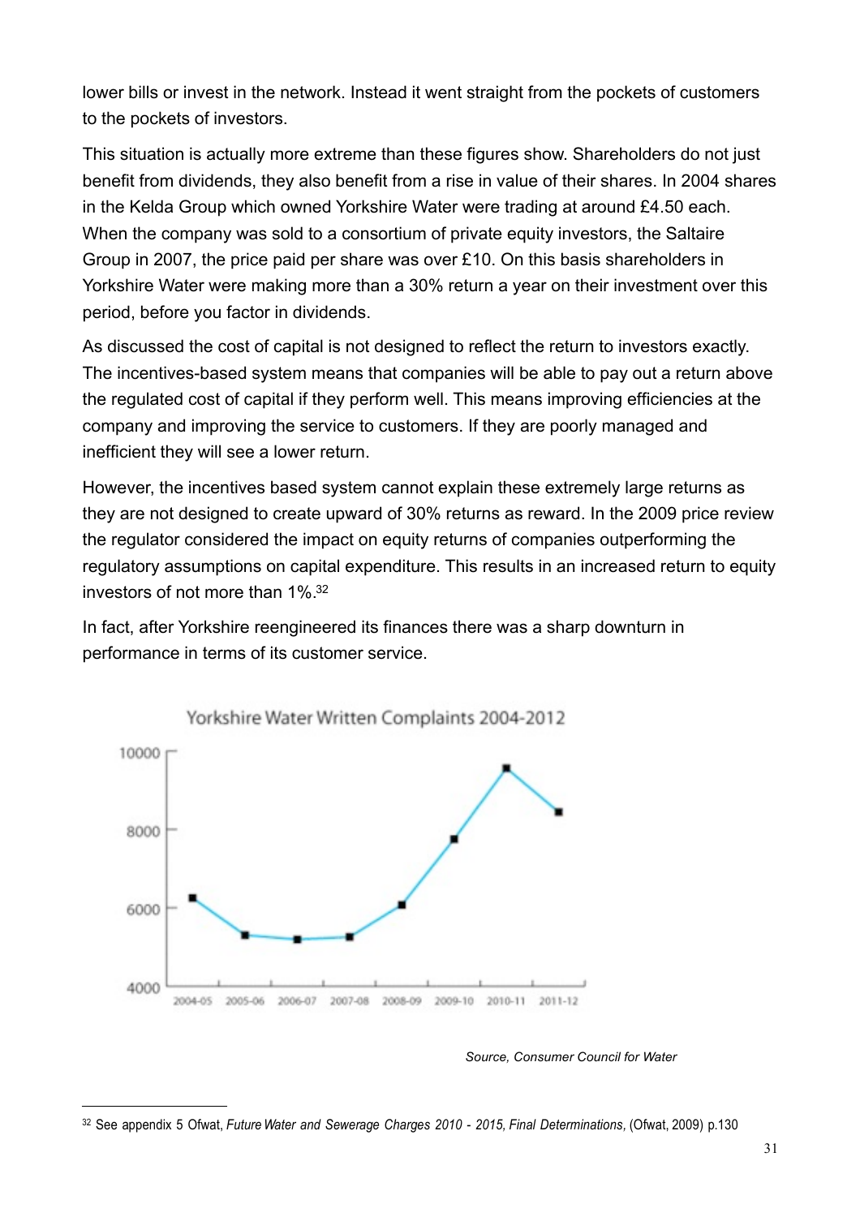lower bills or invest in the network. Instead it went straight from the pockets of customers to the pockets of investors.

This situation is actually more extreme than these figures show. Shareholders do not just benefit from dividends, they also benefit from a rise in value of their shares. In 2004 shares in the Kelda Group which owned Yorkshire Water were trading at around £4.50 each. When the company was sold to a consortium of private equity investors, the Saltaire Group in 2007, the price paid per share was over £10. On this basis shareholders in Yorkshire Water were making more than a 30% return a year on their investment over this period, before you factor in dividends.

As discussed the cost of capital is not designed to reflect the return to investors exactly. The incentives-based system means that companies will be able to pay out a return above the regulated cost of capital if they perform well. This means improving efficiencies at the company and improving the service to customers. If they are poorly managed and inefficient they will see a lower return.

However, the incentives based system cannot explain these extremely large returns as they are not designed to create upward of 30% returns as reward. In the 2009 price review the regulator considered the impact on equity returns of companies outperforming the regulatory assumptions on capital expenditure. This results in an increased return to equity investors of not more than 1%.[32]

In fact, after Yorkshire reengineered its finances there was a sharp downturn in performance in terms of its customer service.

Yorkshire Water Written Complaints 2004-2012

*Source, Consumer Council for Water*

[32] See appendix 5 Ofwat, *Future Water and Sewerage Charges 2010 - 2015, Final Determinations*, (Ofwat, 2009) p.130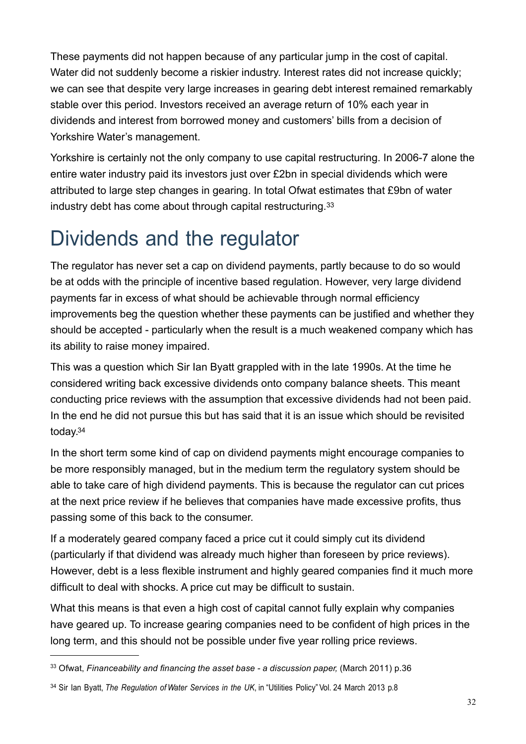These payments did not happen because of any particular jump in the cost of capital. Water did not suddenly become a riskier industry. Interest rates did not increase quickly; we can see that despite very large increases in gearing debt interest remained remarkably stable over this period. Investors received an average return of 10% each year in dividends and interest from borrowed money and customers' bills from a decision of Yorkshire Water's management.

Yorkshire is certainly not the only company to use capital restructuring. In 2006-7 alone the entire water industry paid its investors just over £2bn in special dividends which were attributed to large step changes in gearing. In total Ofwat estimates that £9bn of water industry debt has come about through capital restructuring.[33]

# Dividends and the regulator

The regulator has never set a cap on dividend payments, partly because to do so would be at odds with the principle of incentive based regulation. However, very large dividend payments far in excess of what should be achievable through normal efficiency improvements beg the question whether these payments can be justified and whether they should be accepted - particularly when the result is a much weakened company which has its ability to raise money impaired.

This was a question which Sir Ian Byatt grappled with in the late 1990s. At the time he considered writing back excessive dividends onto company balance sheets. This meant conducting price reviews with the assumption that excessive dividends had not been paid. In the end he did not pursue this but has said that it is an issue which should be revisited today.[34]

In the short term some kind of cap on dividend payments might encourage companies to be more responsibly managed, but in the medium term the regulatory system should be able to take care of high dividend payments. This is because the regulator can cut prices at the next price review if he believes that companies have made excessive profits, thus passing some of this back to the consumer.

If a moderately geared company faced a price cut it could simply cut its dividend (particularly if that dividend was already much higher than foreseen by price reviews). However, debt is a less flexible instrument and highly geared companies find it much more difficult to deal with shocks. A price cut may be difficult to sustain.

What this means is that even a high cost of capital cannot fully explain why companies have geared up. To increase gearing companies need to be confident of high prices in the long term, and this should not be possible under five year rolling price reviews.

---

[33] Ofwat, *Financeability and financing the asset base - a discussion paper,* (March 2011) p.36

[34] Sir Ian Byatt, *The Regulation of Water Services in the UK*, in "Utilities Policy" Vol. 24 March 2013 p.8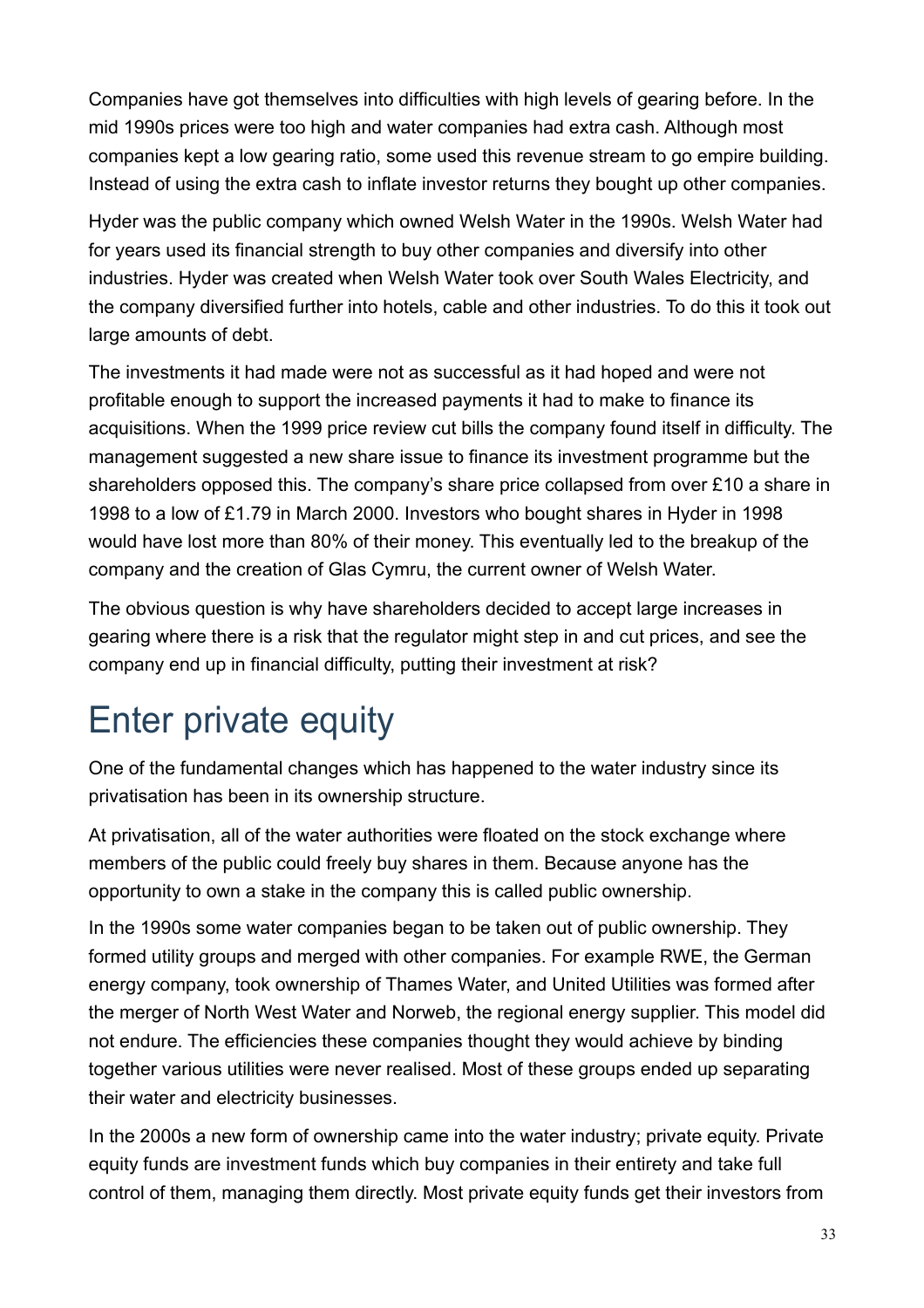Companies have got themselves into difficulties with high levels of gearing before. In the mid 1990s prices were too high and water companies had extra cash. Although most companies kept a low gearing ratio, some used this revenue stream to go empire building. Instead of using the extra cash to inflate investor returns they bought up other companies.

Hyder was the public company which owned Welsh Water in the 1990s. Welsh Water had for years used its financial strength to buy other companies and diversify into other industries. Hyder was created when Welsh Water took over South Wales Electricity, and the company diversified further into hotels, cable and other industries. To do this it took out large amounts of debt.

The investments it had made were not as successful as it had hoped and were not profitable enough to support the increased payments it had to make to finance its acquisitions. When the 1999 price review cut bills the company found itself in difficulty. The management suggested a new share issue to finance its investment programme but the shareholders opposed this. The company's share price collapsed from over £10 a share in 1998 to a low of £1.79 in March 2000. Investors who bought shares in Hyder in 1998 would have lost more than 80% of their money. This eventually led to the breakup of the company and the creation of Glas Cymru, the current owner of Welsh Water.

The obvious question is why have shareholders decided to accept large increases in gearing where there is a risk that the regulator might step in and cut prices, and see the company end up in financial difficulty, putting their investment at risk?

# Enter private equity

One of the fundamental changes which has happened to the water industry since its privatisation has been in its ownership structure.

At privatisation, all of the water authorities were floated on the stock exchange where members of the public could freely buy shares in them. Because anyone has the opportunity to own a stake in the company this is called public ownership.

In the 1990s some water companies began to be taken out of public ownership. They formed utility groups and merged with other companies. For example RWE, the German energy company, took ownership of Thames Water, and United Utilities was formed after the merger of North West Water and Norweb, the regional energy supplier. This model did not endure. The efficiencies these companies thought they would achieve by binding together various utilities were never realised. Most of these groups ended up separating their water and electricity businesses.

In the 2000s a new form of ownership came into the water industry; private equity. Private equity funds are investment funds which buy companies in their entirety and take full control of them, managing them directly. Most private equity funds get their investors from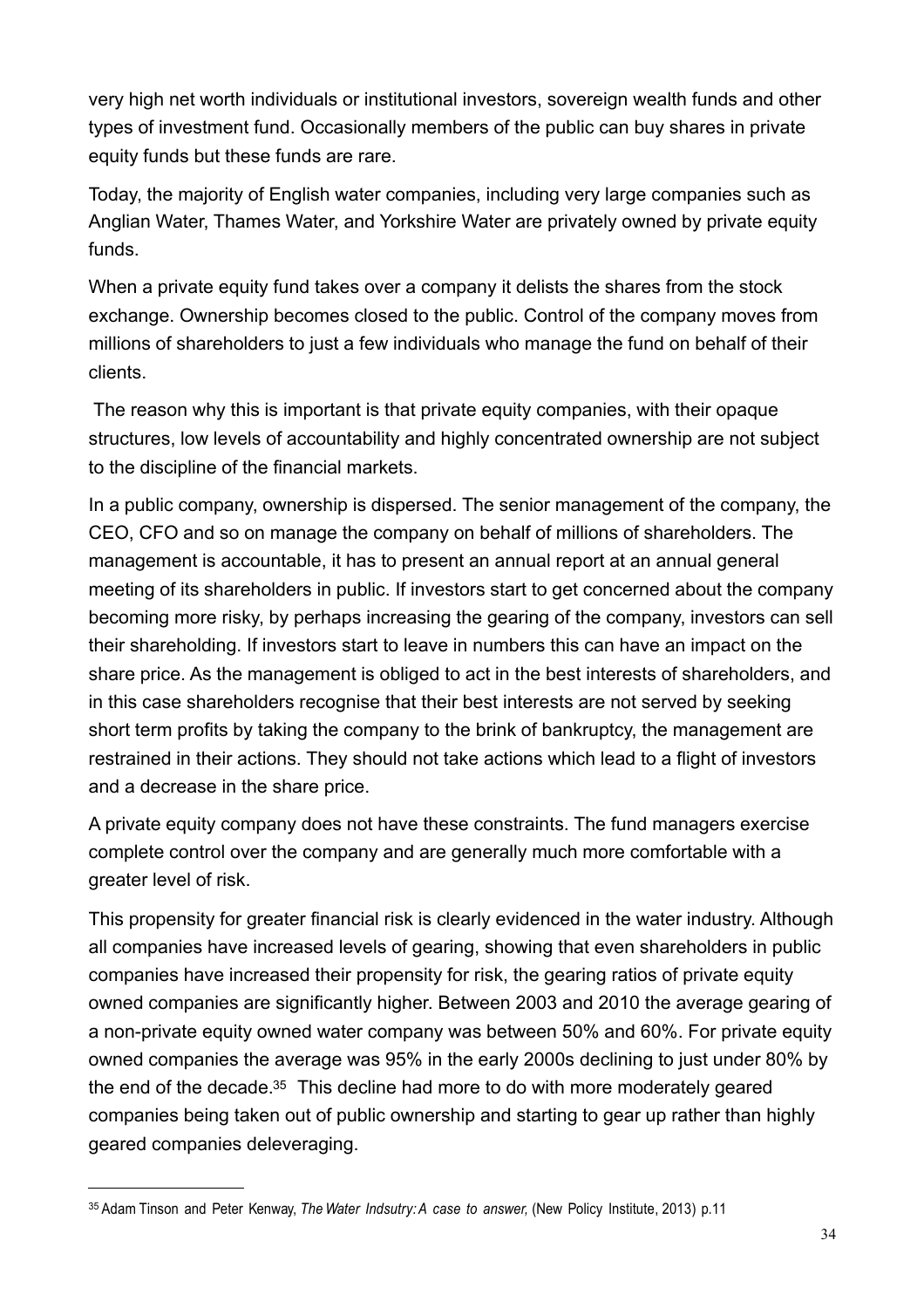very high net worth individuals or institutional investors, sovereign wealth funds and other types of investment fund. Occasionally members of the public can buy shares in private equity funds but these funds are rare.

Today, the majority of English water companies, including very large companies such as Anglian Water, Thames Water, and Yorkshire Water are privately owned by private equity funds.

When a private equity fund takes over a company it delists the shares from the stock exchange. Ownership becomes closed to the public. Control of the company moves from millions of shareholders to just a few individuals who manage the fund on behalf of their clients.

The reason why this is important is that private equity companies, with their opaque structures, low levels of accountability and highly concentrated ownership are not subject to the discipline of the financial markets.

In a public company, ownership is dispersed. The senior management of the company, the CEO, CFO and so on manage the company on behalf of millions of shareholders. The management is accountable, it has to present an annual report at an annual general meeting of its shareholders in public. If investors start to get concerned about the company becoming more risky, by perhaps increasing the gearing of the company, investors can sell their shareholding. If investors start to leave in numbers this can have an impact on the share price. As the management is obliged to act in the best interests of shareholders, and in this case shareholders recognise that their best interests are not served by seeking short term profits by taking the company to the brink of bankruptcy, the management are restrained in their actions. They should not take actions which lead to a flight of investors and a decrease in the share price.

A private equity company does not have these constraints. The fund managers exercise complete control over the company and are generally much more comfortable with a greater level of risk.

This propensity for greater financial risk is clearly evidenced in the water industry. Although all companies have increased levels of gearing, showing that even shareholders in public companies have increased their propensity for risk, the gearing ratios of private equity owned companies are significantly higher. Between 2003 and 2010 the average gearing of a non-private equity owned water company was between 50% and 60%. For private equity owned companies the average was 95% in the early 2000s declining to just under 80% by the end of the decade.[35] This decline had more to do with more moderately geared companies being taken out of public ownership and starting to gear up rather than highly geared companies deleveraging.

---

[35] Adam Tinson and Peter Kenway, *The Water Indsutry: A case to answer,* (New Policy Institute, 2013) p.11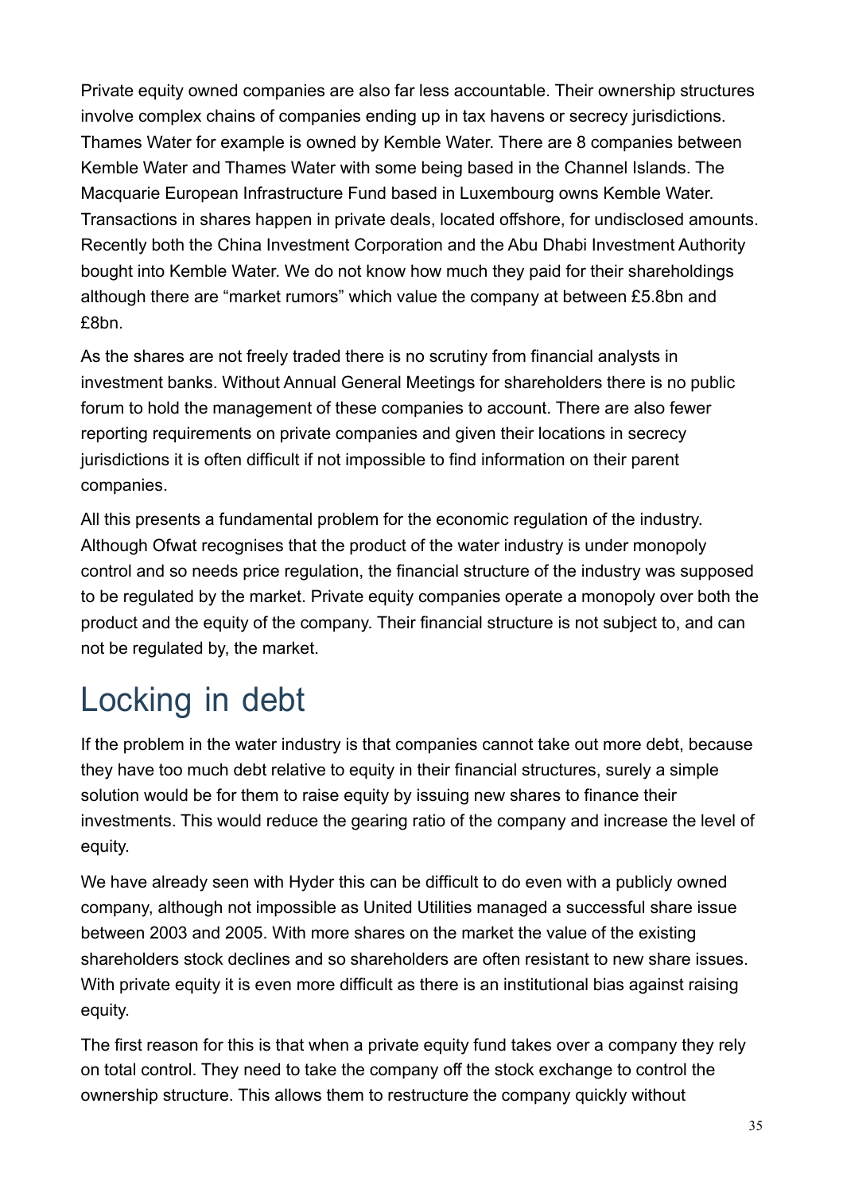Private equity owned companies are also far less accountable. Their ownership structures involve complex chains of companies ending up in tax havens or secrecy jurisdictions. Thames Water for example is owned by Kemble Water. There are 8 companies between Kemble Water and Thames Water with some being based in the Channel Islands. The Macquarie European Infrastructure Fund based in Luxembourg owns Kemble Water. Transactions in shares happen in private deals, located offshore, for undisclosed amounts. Recently both the China Investment Corporation and the Abu Dhabi Investment Authority bought into Kemble Water. We do not know how much they paid for their shareholdings although there are "market rumors" which value the company at between £5.8bn and £8bn.

As the shares are not freely traded there is no scrutiny from financial analysts in investment banks. Without Annual General Meetings for shareholders there is no public forum to hold the management of these companies to account. There are also fewer reporting requirements on private companies and given their locations in secrecy jurisdictions it is often difficult if not impossible to find information on their parent companies.

All this presents a fundamental problem for the economic regulation of the industry. Although Ofwat recognises that the product of the water industry is under monopoly control and so needs price regulation, the financial structure of the industry was supposed to be regulated by the market. Private equity companies operate a monopoly over both the product and the equity of the company. Their financial structure is not subject to, and can not be regulated by, the market.

# Locking in debt

If the problem in the water industry is that companies cannot take out more debt, because they have too much debt relative to equity in their financial structures, surely a simple solution would be for them to raise equity by issuing new shares to finance their investments. This would reduce the gearing ratio of the company and increase the level of equity.

We have already seen with Hyder this can be difficult to do even with a publicly owned company, although not impossible as United Utilities managed a successful share issue between 2003 and 2005. With more shares on the market the value of the existing shareholders stock declines and so shareholders are often resistant to new share issues. With private equity it is even more difficult as there is an institutional bias against raising equity.

The first reason for this is that when a private equity fund takes over a company they rely on total control. They need to take the company off the stock exchange to control the ownership structure. This allows them to restructure the company quickly without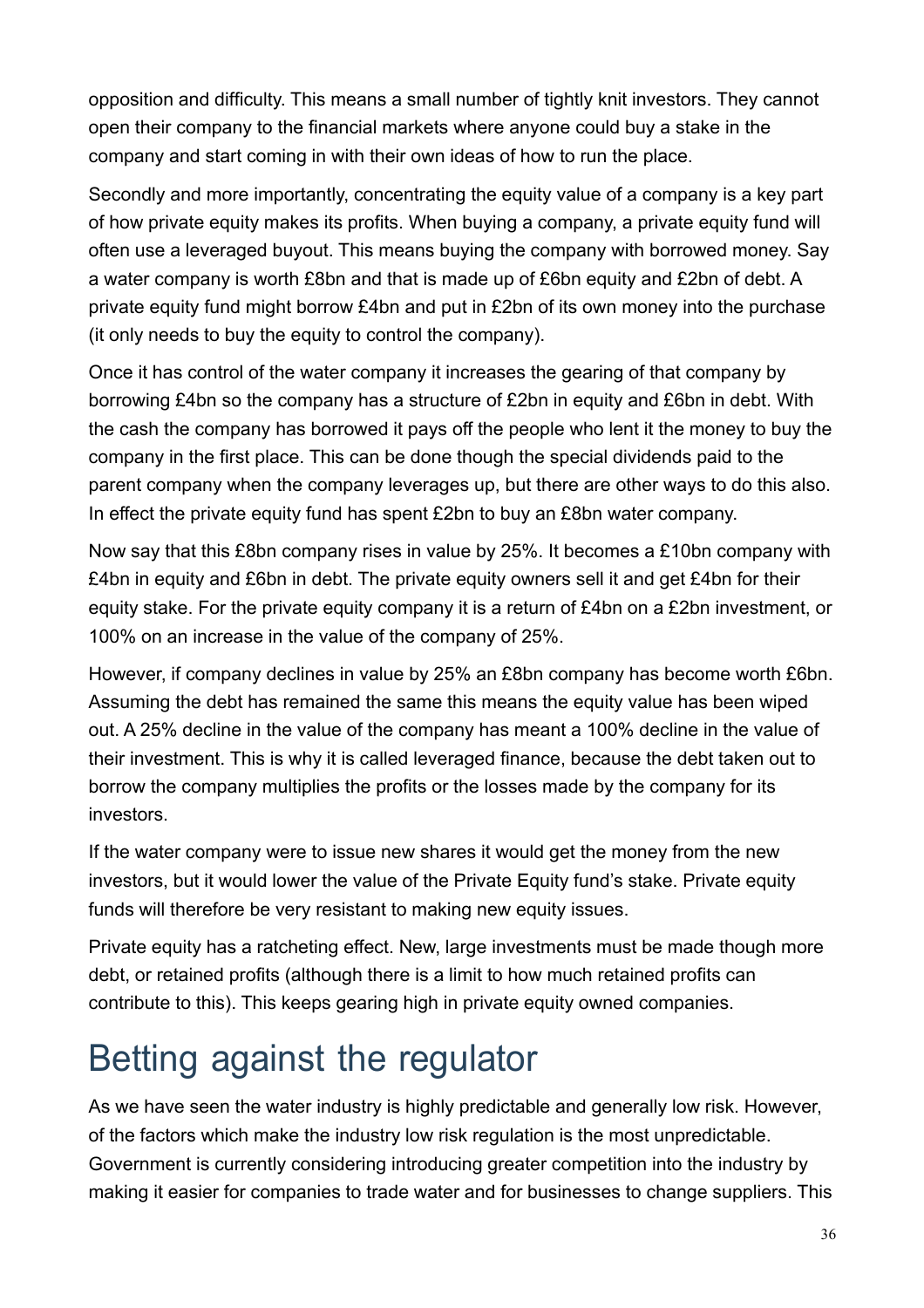opposition and difficulty. This means a small number of tightly knit investors. They cannot open their company to the financial markets where anyone could buy a stake in the company and start coming in with their own ideas of how to run the place.

Secondly and more importantly, concentrating the equity value of a company is a key part of how private equity makes its profits. When buying a company, a private equity fund will often use a leveraged buyout. This means buying the company with borrowed money. Say a water company is worth £8bn and that is made up of £6bn equity and £2bn of debt. A private equity fund might borrow £4bn and put in £2bn of its own money into the purchase (it only needs to buy the equity to control the company).

Once it has control of the water company it increases the gearing of that company by borrowing £4bn so the company has a structure of £2bn in equity and £6bn in debt. With the cash the company has borrowed it pays off the people who lent it the money to buy the company in the first place. This can be done though the special dividends paid to the parent company when the company leverages up, but there are other ways to do this also. In effect the private equity fund has spent £2bn to buy an £8bn water company.

Now say that this £8bn company rises in value by 25%. It becomes a £10bn company with £4bn in equity and £6bn in debt. The private equity owners sell it and get £4bn for their equity stake. For the private equity company it is a return of £4bn on a £2bn investment, or 100% on an increase in the value of the company of 25%.

However, if company declines in value by 25% an £8bn company has become worth £6bn. Assuming the debt has remained the same this means the equity value has been wiped out. A 25% decline in the value of the company has meant a 100% decline in the value of their investment. This is why it is called leveraged finance, because the debt taken out to borrow the company multiplies the profits or the losses made by the company for its investors.

If the water company were to issue new shares it would get the money from the new investors, but it would lower the value of the Private Equity fund's stake. Private equity funds will therefore be very resistant to making new equity issues.

Private equity has a ratcheting effect. New, large investments must be made though more debt, or retained profits (although there is a limit to how much retained profits can contribute to this). This keeps gearing high in private equity owned companies.

# Betting against the regulator

As we have seen the water industry is highly predictable and generally low risk. However, of the factors which make the industry low risk regulation is the most unpredictable. Government is currently considering introducing greater competition into the industry by making it easier for companies to trade water and for businesses to change suppliers. This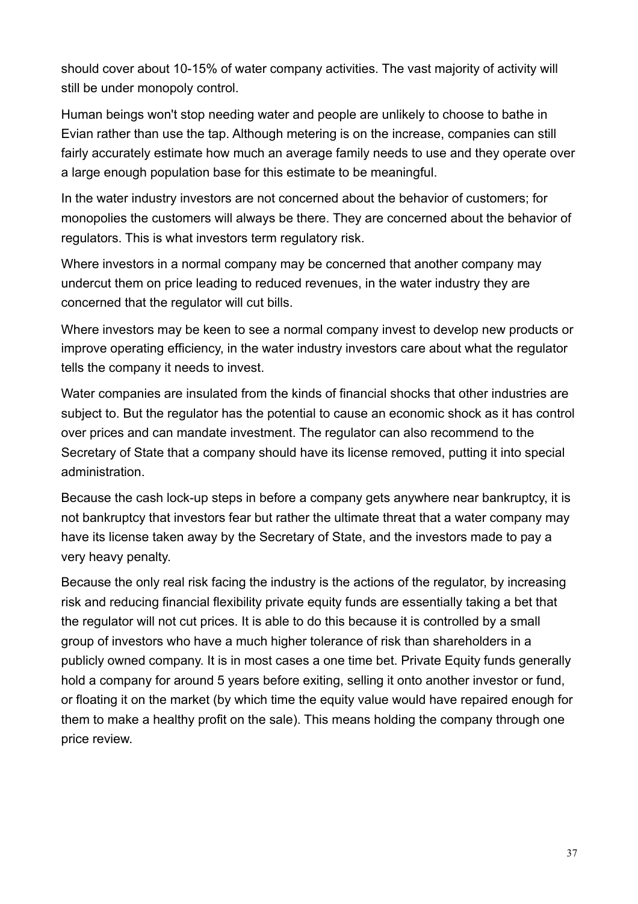should cover about 10-15% of water company activities. The vast majority of activity will still be under monopoly control.

Human beings won't stop needing water and people are unlikely to choose to bathe in Evian rather than use the tap. Although metering is on the increase, companies can still fairly accurately estimate how much an average family needs to use and they operate over a large enough population base for this estimate to be meaningful.

In the water industry investors are not concerned about the behavior of customers; for monopolies the customers will always be there. They are concerned about the behavior of regulators. This is what investors term regulatory risk.

Where investors in a normal company may be concerned that another company may undercut them on price leading to reduced revenues, in the water industry they are concerned that the regulator will cut bills.

Where investors may be keen to see a normal company invest to develop new products or improve operating efficiency, in the water industry investors care about what the regulator tells the company it needs to invest.

Water companies are insulated from the kinds of financial shocks that other industries are subject to. But the regulator has the potential to cause an economic shock as it has control over prices and can mandate investment. The regulator can also recommend to the Secretary of State that a company should have its license removed, putting it into special administration.

Because the cash lock-up steps in before a company gets anywhere near bankruptcy, it is not bankruptcy that investors fear but rather the ultimate threat that a water company may have its license taken away by the Secretary of State, and the investors made to pay a very heavy penalty.

Because the only real risk facing the industry is the actions of the regulator, by increasing risk and reducing financial flexibility private equity funds are essentially taking a bet that the regulator will not cut prices. It is able to do this because it is controlled by a small group of investors who have a much higher tolerance of risk than shareholders in a publicly owned company. It is in most cases a one time bet. Private Equity funds generally hold a company for around 5 years before exiting, selling it onto another investor or fund, or floating it on the market (by which time the equity value would have repaired enough for them to make a healthy profit on the sale). This means holding the company through one price review.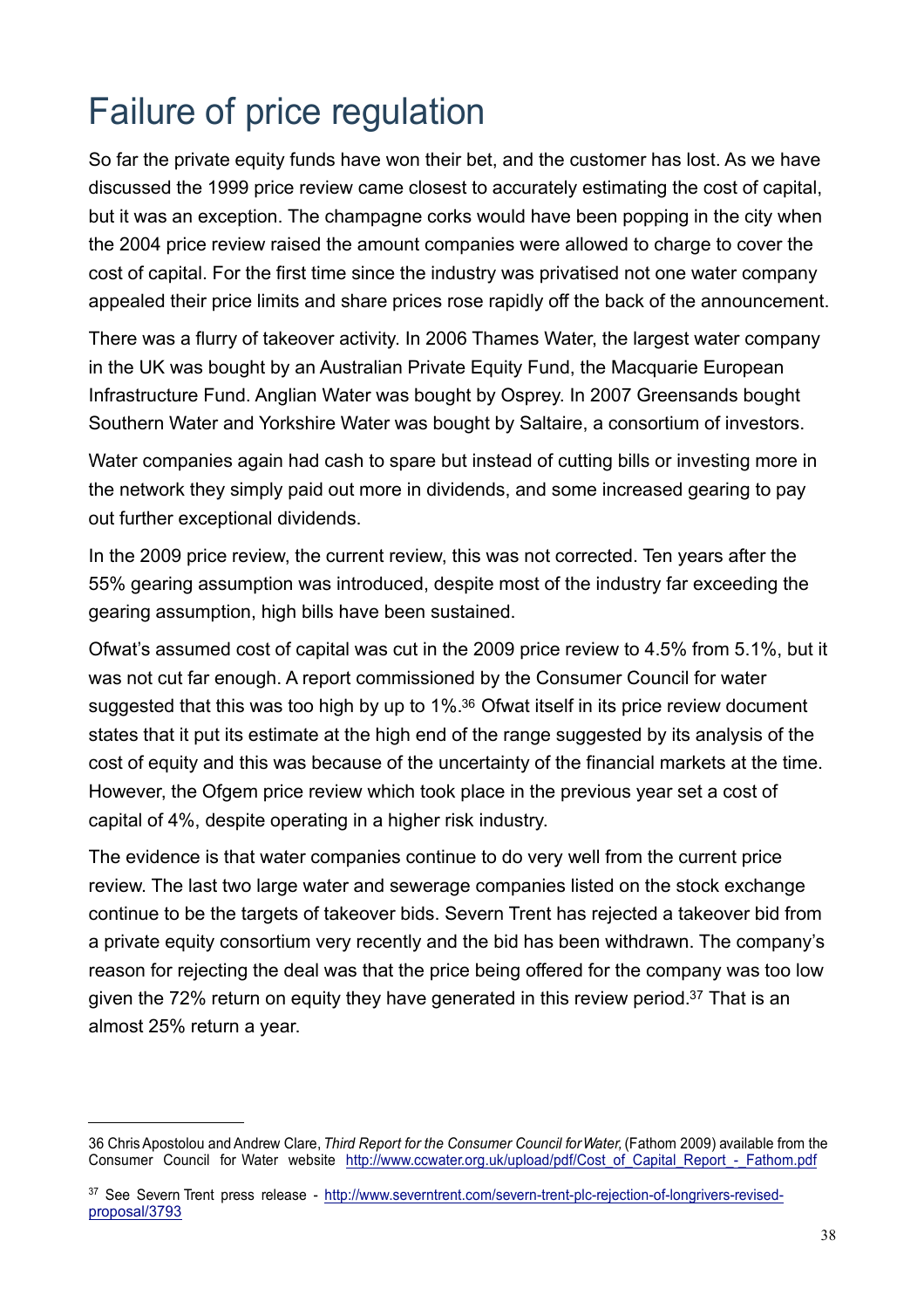# Failure of price regulation

So far the private equity funds have won their bet, and the customer has lost. As we have discussed the 1999 price review came closest to accurately estimating the cost of capital, but it was an exception. The champagne corks would have been popping in the city when the 2004 price review raised the amount companies were allowed to charge to cover the cost of capital. For the first time since the industry was privatised not one water company appealed their price limits and share prices rose rapidly off the back of the announcement.

There was a flurry of takeover activity. In 2006 Thames Water, the largest water company in the UK was bought by an Australian Private Equity Fund, the Macquarie European Infrastructure Fund. Anglian Water was bought by Osprey. In 2007 Greensands bought Southern Water and Yorkshire Water was bought by Saltaire, a consortium of investors.

Water companies again had cash to spare but instead of cutting bills or investing more in the network they simply paid out more in dividends, and some increased gearing to pay out further exceptional dividends.

In the 2009 price review, the current review, this was not corrected. Ten years after the 55% gearing assumption was introduced, despite most of the industry far exceeding the gearing assumption, high bills have been sustained.

Ofwat's assumed cost of capital was cut in the 2009 price review to 4.5% from 5.1%, but it was not cut far enough. A report commissioned by the Consumer Council for water suggested that this was too high by up to 1%.[36] Ofwat itself in its price review document states that it put its estimate at the high end of the range suggested by its analysis of the cost of equity and this was because of the uncertainty of the financial markets at the time. However, the Ofgem price review which took place in the previous year set a cost of capital of 4%, despite operating in a higher risk industry.

The evidence is that water companies continue to do very well from the current price review. The last two large water and sewerage companies listed on the stock exchange continue to be the targets of takeover bids. Severn Trent has rejected a takeover bid from a private equity consortium very recently and the bid has been withdrawn. The company's reason for rejecting the deal was that the price being offered for the company was too low given the 72% return on equity they have generated in this review period.[37] That is an almost 25% return a year.

---

36 Chris Apostolou and Andrew Clare, *Third Report for the Consumer Council for Water,* (Fathom 2009) available from the Consumer Council for Water website http://www.ccwater.org.uk/upload/pdf/Cost_of_Capital_Report_-_Fathom.pdf

37 See Severn Trent press release - http://www.severntrent.com/severn-trent-plc-rejection-of-longrivers-revised-proposal/3793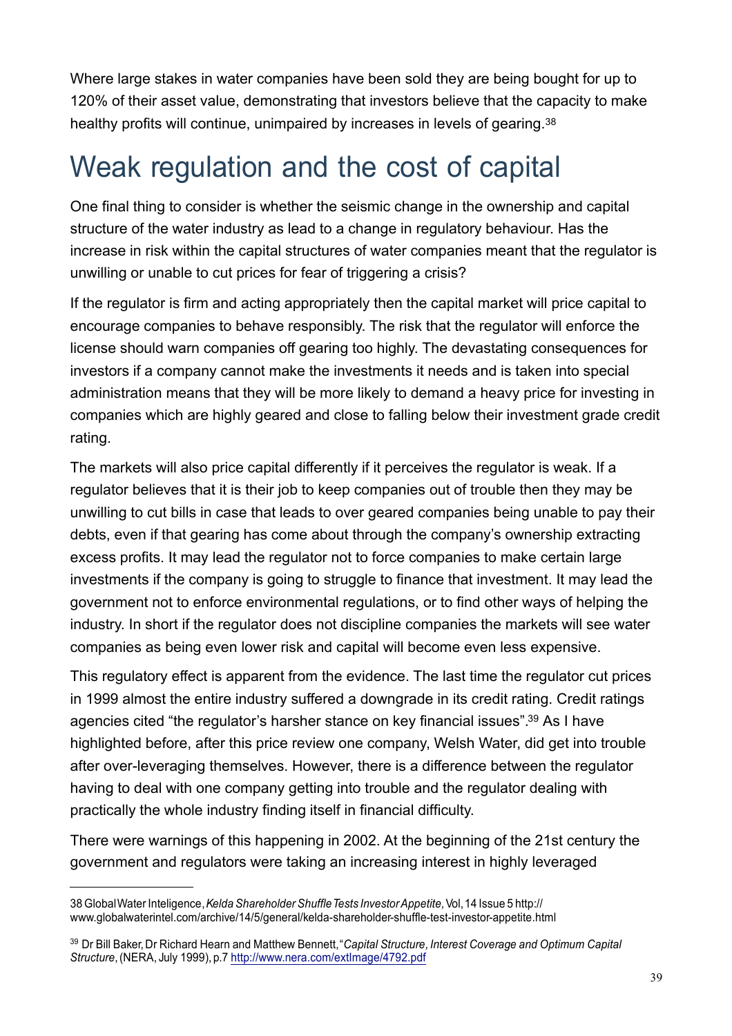Where large stakes in water companies have been sold they are being bought for up to 120% of their asset value, demonstrating that investors believe that the capacity to make healthy profits will continue, unimpaired by increases in levels of gearing.[38]

# Weak regulation and the cost of capital

One final thing to consider is whether the seismic change in the ownership and capital structure of the water industry as lead to a change in regulatory behaviour. Has the increase in risk within the capital structures of water companies meant that the regulator is unwilling or unable to cut prices for fear of triggering a crisis?

If the regulator is firm and acting appropriately then the capital market will price capital to encourage companies to behave responsibly. The risk that the regulator will enforce the license should warn companies off gearing too highly. The devastating consequences for investors if a company cannot make the investments it needs and is taken into special administration means that they will be more likely to demand a heavy price for investing in companies which are highly geared and close to falling below their investment grade credit rating.

The markets will also price capital differently if it perceives the regulator is weak. If a regulator believes that it is their job to keep companies out of trouble then they may be unwilling to cut bills in case that leads to over geared companies being unable to pay their debts, even if that gearing has come about through the company's ownership extracting excess profits. It may lead the regulator not to force companies to make certain large investments if the company is going to struggle to finance that investment. It may lead the government not to enforce environmental regulations, or to find other ways of helping the industry. In short if the regulator does not discipline companies the markets will see water companies as being even lower risk and capital will become even less expensive.

This regulatory effect is apparent from the evidence. The last time the regulator cut prices in 1999 almost the entire industry suffered a downgrade in its credit rating. Credit ratings agencies cited "the regulator's harsher stance on key financial issues".[39] As I have highlighted before, after this price review one company, Welsh Water, did get into trouble after over-leveraging themselves. However, there is a difference between the regulator having to deal with one company getting into trouble and the regulator dealing with practically the whole industry finding itself in financial difficulty.

There were warnings of this happening in 2002. At the beginning of the 21st century the government and regulators were taking an increasing interest in highly leveraged

---

38 Global Water Inteligence, *Kelda Shareholder Shuffle Tests Investor Appetite,* Vol, 14 Issue 5 http://www.globalwaterintel.com/archive/14/5/general/kelda-shareholder-shuffle-test-investor-appetite.html

39 Dr Bill Baker, Dr Richard Hearn and Matthew Bennett, "*Capital Structure, Interest Coverage and Optimum Capital Structure*, (NERA, July 1999), p.7 http://www.nera.com/extImage/4792.pdf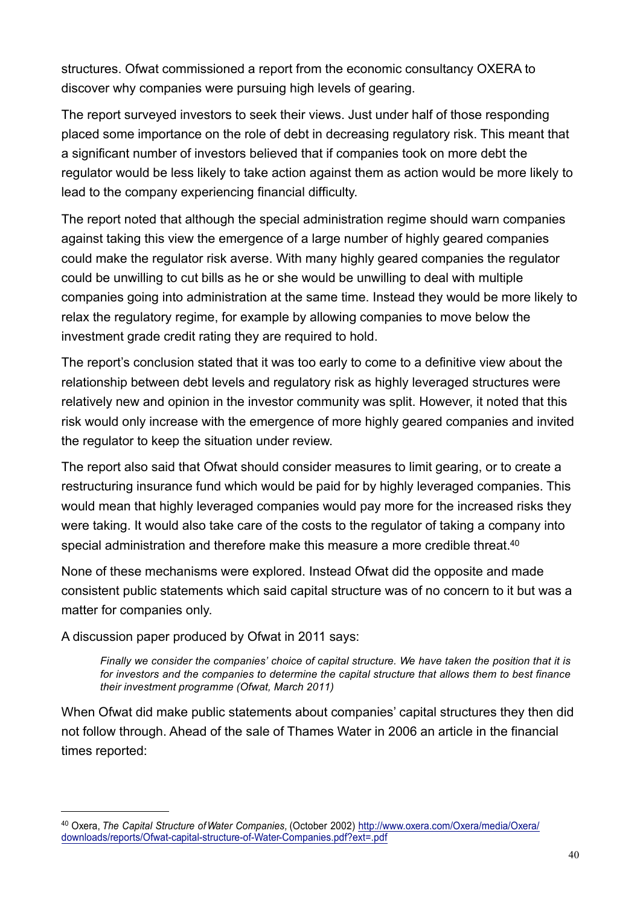structures. Ofwat commissioned a report from the economic consultancy OXERA to discover why companies were pursuing high levels of gearing.

The report surveyed investors to seek their views. Just under half of those responding placed some importance on the role of debt in decreasing regulatory risk. This meant that a significant number of investors believed that if companies took on more debt the regulator would be less likely to take action against them as action would be more likely to lead to the company experiencing financial difficulty.

The report noted that although the special administration regime should warn companies against taking this view the emergence of a large number of highly geared companies could make the regulator risk averse. With many highly geared companies the regulator could be unwilling to cut bills as he or she would be unwilling to deal with multiple companies going into administration at the same time. Instead they would be more likely to relax the regulatory regime, for example by allowing companies to move below the investment grade credit rating they are required to hold.

The report's conclusion stated that it was too early to come to a definitive view about the relationship between debt levels and regulatory risk as highly leveraged structures were relatively new and opinion in the investor community was split. However, it noted that this risk would only increase with the emergence of more highly geared companies and invited the regulator to keep the situation under review.

The report also said that Ofwat should consider measures to limit gearing, or to create a restructuring insurance fund which would be paid for by highly leveraged companies. This would mean that highly leveraged companies would pay more for the increased risks they were taking. It would also take care of the costs to the regulator of taking a company into special administration and therefore make this measure a more credible threat.[40]

None of these mechanisms were explored. Instead Ofwat did the opposite and made consistent public statements which said capital structure was of no concern to it but was a matter for companies only.

A discussion paper produced by Ofwat in 2011 says:

> *Finally we consider the companies' choice of capital structure. We have taken the position that it is for investors and the companies to determine the capital structure that allows them to best finance their investment programme (Ofwat, March 2011)*

When Ofwat did make public statements about companies' capital structures they then did not follow through. Ahead of the sale of Thames Water in 2006 an article in the financial times reported:

---

[40] Oxera, *The Capital Structure of Water Companies*, (October 2002) http://www.oxera.com/Oxera/media/Oxera/downloads/reports/Ofwat-capital-structure-of-Water-Companies.pdf?ext=.pdf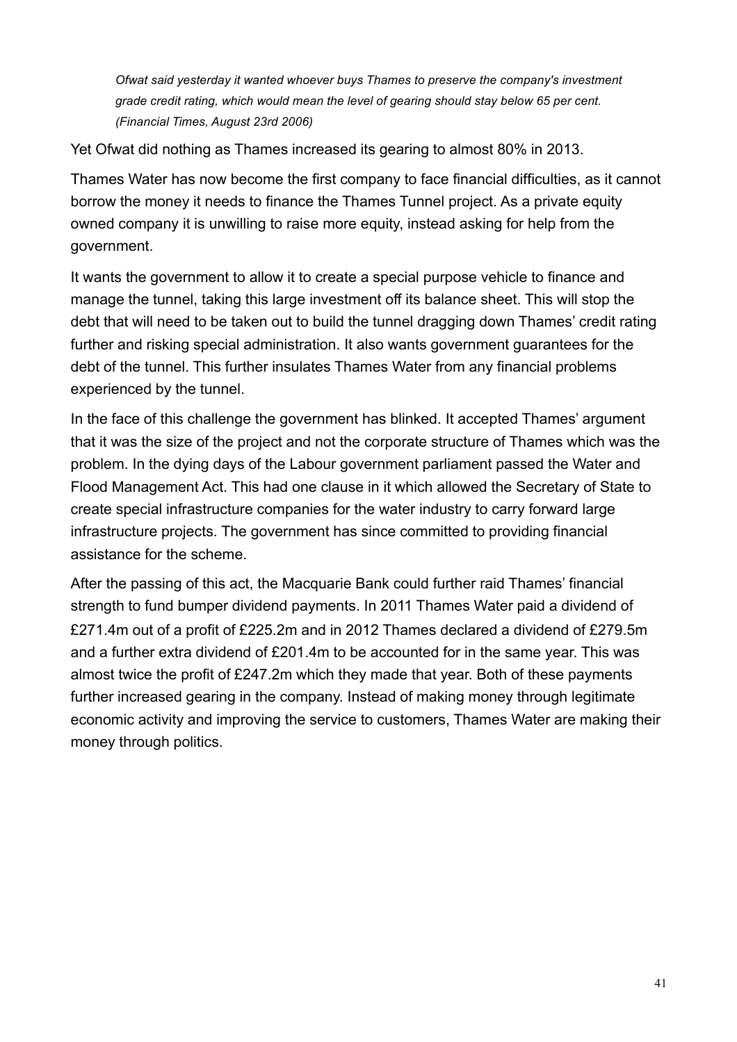> *Ofwat said yesterday it wanted whoever buys Thames to preserve the company's investment grade credit rating, which would mean the level of gearing should stay below 65 per cent. (Financial Times, August 23rd 2006)*

Yet Ofwat did nothing as Thames increased its gearing to almost 80% in 2013.

Thames Water has now become the first company to face financial difficulties, as it cannot borrow the money it needs to finance the Thames Tunnel project. As a private equity owned company it is unwilling to raise more equity, instead asking for help from the government.

It wants the government to allow it to create a special purpose vehicle to finance and manage the tunnel, taking this large investment off its balance sheet. This will stop the debt that will need to be taken out to build the tunnel dragging down Thames' credit rating further and risking special administration. It also wants government guarantees for the debt of the tunnel. This further insulates Thames Water from any financial problems experienced by the tunnel.

In the face of this challenge the government has blinked. It accepted Thames' argument that it was the size of the project and not the corporate structure of Thames which was the problem. In the dying days of the Labour government parliament passed the Water and Flood Management Act. This had one clause in it which allowed the Secretary of State to create special infrastructure companies for the water industry to carry forward large infrastructure projects. The government has since committed to providing financial assistance for the scheme.

After the passing of this act, the Macquarie Bank could further raid Thames' financial strength to fund bumper dividend payments. In 2011 Thames Water paid a dividend of £271.4m out of a profit of £225.2m and in 2012 Thames declared a dividend of £279.5m and a further extra dividend of £201.4m to be accounted for in the same year. This was almost twice the profit of £247.2m which they made that year. Both of these payments further increased gearing in the company. Instead of making money through legitimate economic activity and improving the service to customers, Thames Water are making their money through politics.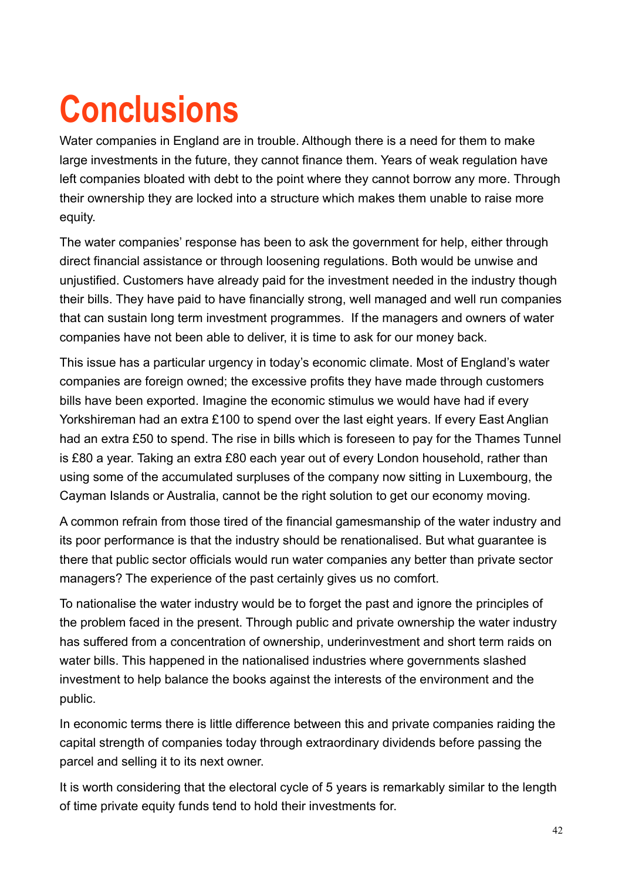# Conclusions

Water companies in England are in trouble. Although there is a need for them to make large investments in the future, they cannot finance them. Years of weak regulation have left companies bloated with debt to the point where they cannot borrow any more. Through their ownership they are locked into a structure which makes them unable to raise more equity.

The water companies' response has been to ask the government for help, either through direct financial assistance or through loosening regulations. Both would be unwise and unjustified. Customers have already paid for the investment needed in the industry though their bills. They have paid to have financially strong, well managed and well run companies that can sustain long term investment programmes.  If the managers and owners of water companies have not been able to deliver, it is time to ask for our money back.

This issue has a particular urgency in today's economic climate. Most of England's water companies are foreign owned; the excessive profits they have made through customers bills have been exported. Imagine the economic stimulus we would have had if every Yorkshireman had an extra £100 to spend over the last eight years. If every East Anglian had an extra £50 to spend. The rise in bills which is foreseen to pay for the Thames Tunnel is £80 a year. Taking an extra £80 each year out of every London household, rather than using some of the accumulated surpluses of the company now sitting in Luxembourg, the Cayman Islands or Australia, cannot be the right solution to get our economy moving.

A common refrain from those tired of the financial gamesmanship of the water industry and its poor performance is that the industry should be renationalised. But what guarantee is there that public sector officials would run water companies any better than private sector managers? The experience of the past certainly gives us no comfort.

To nationalise the water industry would be to forget the past and ignore the principles of the problem faced in the present. Through public and private ownership the water industry has suffered from a concentration of ownership, underinvestment and short term raids on water bills. This happened in the nationalised industries where governments slashed investment to help balance the books against the interests of the environment and the public.

In economic terms there is little difference between this and private companies raiding the capital strength of companies today through extraordinary dividends before passing the parcel and selling it to its next owner.

It is worth considering that the electoral cycle of 5 years is remarkably similar to the length of time private equity funds tend to hold their investments for.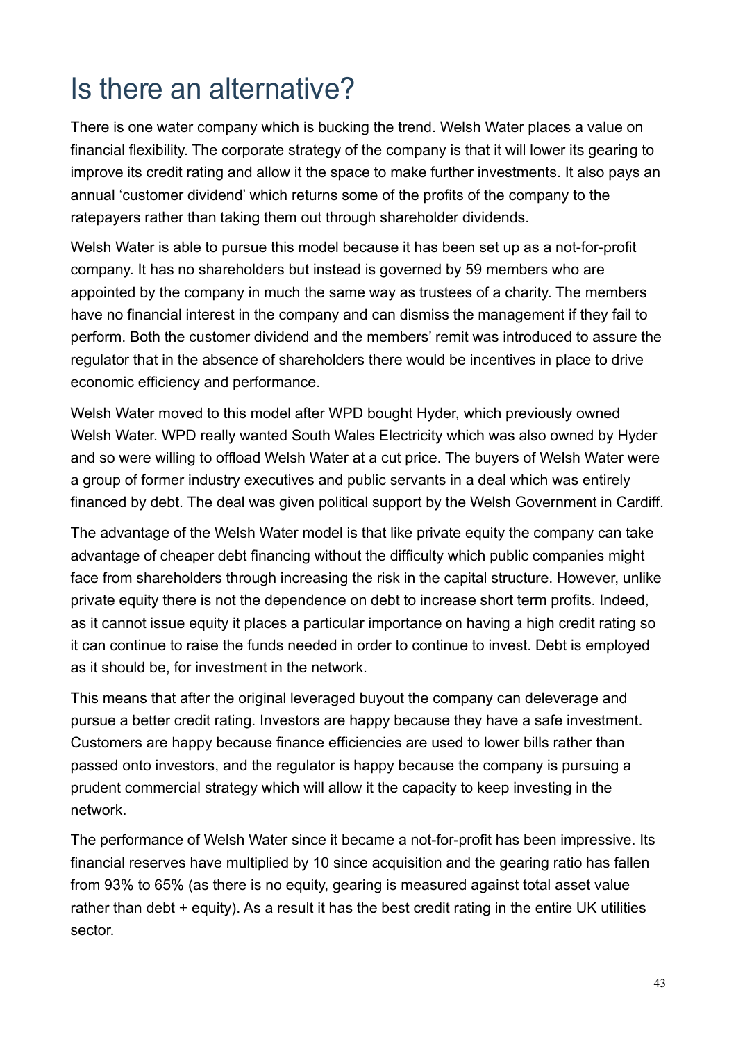# Is there an alternative?

There is one water company which is bucking the trend. Welsh Water places a value on financial flexibility. The corporate strategy of the company is that it will lower its gearing to improve its credit rating and allow it the space to make further investments. It also pays an annual 'customer dividend' which returns some of the profits of the company to the ratepayers rather than taking them out through shareholder dividends.

Welsh Water is able to pursue this model because it has been set up as a not-for-profit company. It has no shareholders but instead is governed by 59 members who are appointed by the company in much the same way as trustees of a charity. The members have no financial interest in the company and can dismiss the management if they fail to perform. Both the customer dividend and the members' remit was introduced to assure the regulator that in the absence of shareholders there would be incentives in place to drive economic efficiency and performance.

Welsh Water moved to this model after WPD bought Hyder, which previously owned Welsh Water. WPD really wanted South Wales Electricity which was also owned by Hyder and so were willing to offload Welsh Water at a cut price. The buyers of Welsh Water were a group of former industry executives and public servants in a deal which was entirely financed by debt. The deal was given political support by the Welsh Government in Cardiff.

The advantage of the Welsh Water model is that like private equity the company can take advantage of cheaper debt financing without the difficulty which public companies might face from shareholders through increasing the risk in the capital structure. However, unlike private equity there is not the dependence on debt to increase short term profits. Indeed, as it cannot issue equity it places a particular importance on having a high credit rating so it can continue to raise the funds needed in order to continue to invest. Debt is employed as it should be, for investment in the network.

This means that after the original leveraged buyout the company can deleverage and pursue a better credit rating. Investors are happy because they have a safe investment. Customers are happy because finance efficiencies are used to lower bills rather than passed onto investors, and the regulator is happy because the company is pursuing a prudent commercial strategy which will allow it the capacity to keep investing in the network.

The performance of Welsh Water since it became a not-for-profit has been impressive. Its financial reserves have multiplied by 10 since acquisition and the gearing ratio has fallen from 93% to 65% (as there is no equity, gearing is measured against total asset value rather than debt + equity). As a result it has the best credit rating in the entire UK utilities sector.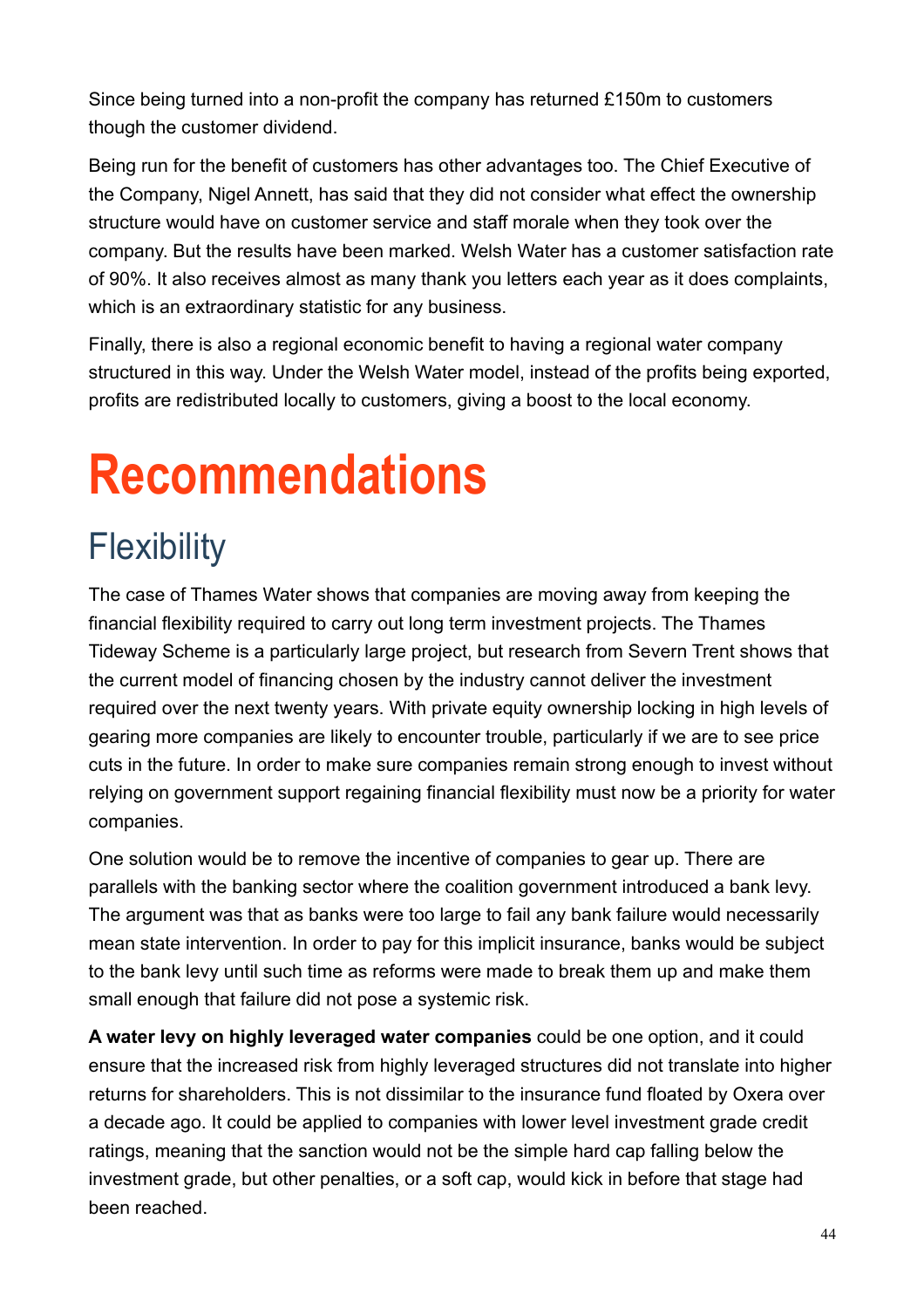Since being turned into a non-profit the company has returned £150m to customers though the customer dividend.

Being run for the benefit of customers has other advantages too. The Chief Executive of the Company, Nigel Annett, has said that they did not consider what effect the ownership structure would have on customer service and staff morale when they took over the company. But the results have been marked. Welsh Water has a customer satisfaction rate of 90%. It also receives almost as many thank you letters each year as it does complaints, which is an extraordinary statistic for any business.

Finally, there is also a regional economic benefit to having a regional water company structured in this way. Under the Welsh Water model, instead of the profits being exported, profits are redistributed locally to customers, giving a boost to the local economy.

# Recommendations

## Flexibility

The case of Thames Water shows that companies are moving away from keeping the financial flexibility required to carry out long term investment projects. The Thames Tideway Scheme is a particularly large project, but research from Severn Trent shows that the current model of financing chosen by the industry cannot deliver the investment required over the next twenty years. With private equity ownership locking in high levels of gearing more companies are likely to encounter trouble, particularly if we are to see price cuts in the future. In order to make sure companies remain strong enough to invest without relying on government support regaining financial flexibility must now be a priority for water companies.

One solution would be to remove the incentive of companies to gear up. There are parallels with the banking sector where the coalition government introduced a bank levy. The argument was that as banks were too large to fail any bank failure would necessarily mean state intervention. In order to pay for this implicit insurance, banks would be subject to the bank levy until such time as reforms were made to break them up and make them small enough that failure did not pose a systemic risk.

**A water levy on highly leveraged water companies** could be one option, and it could ensure that the increased risk from highly leveraged structures did not translate into higher returns for shareholders. This is not dissimilar to the insurance fund floated by Oxera over a decade ago. It could be applied to companies with lower level investment grade credit ratings, meaning that the sanction would not be the simple hard cap falling below the investment grade, but other penalties, or a soft cap, would kick in before that stage had been reached.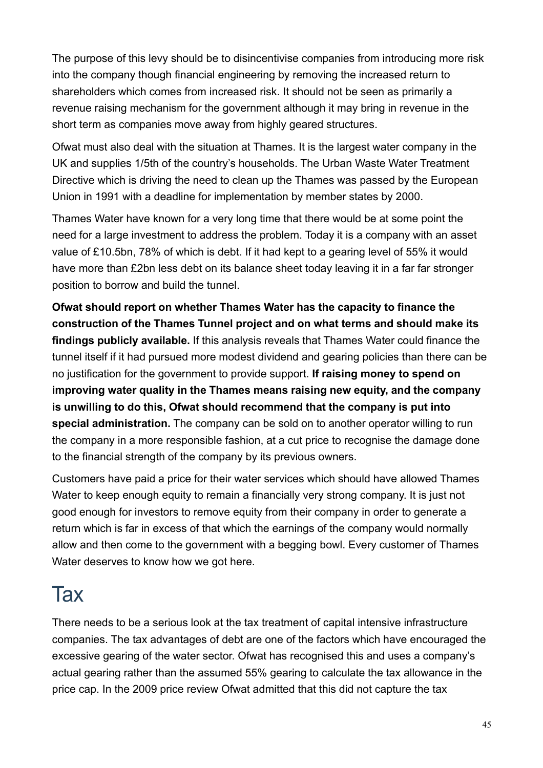The purpose of this levy should be to disincentivise companies from introducing more risk into the company though financial engineering by removing the increased return to shareholders which comes from increased risk. It should not be seen as primarily a revenue raising mechanism for the government although it may bring in revenue in the short term as companies move away from highly geared structures.

Ofwat must also deal with the situation at Thames. It is the largest water company in the UK and supplies 1/5th of the country's households. The Urban Waste Water Treatment Directive which is driving the need to clean up the Thames was passed by the European Union in 1991 with a deadline for implementation by member states by 2000.

Thames Water have known for a very long time that there would be at some point the need for a large investment to address the problem. Today it is a company with an asset value of £10.5bn, 78% of which is debt. If it had kept to a gearing level of 55% it would have more than £2bn less debt on its balance sheet today leaving it in a far far stronger position to borrow and build the tunnel.

**Ofwat should report on whether Thames Water has the capacity to finance the construction of the Thames Tunnel project and on what terms and should make its findings publicly available.** If this analysis reveals that Thames Water could finance the tunnel itself if it had pursued more modest dividend and gearing policies than there can be no justification for the government to provide support. **If raising money to spend on improving water quality in the Thames means raising new equity, and the company is unwilling to do this, Ofwat should recommend that the company is put into special administration.** The company can be sold on to another operator willing to run the company in a more responsible fashion, at a cut price to recognise the damage done to the financial strength of the company by its previous owners.

Customers have paid a price for their water services which should have allowed Thames Water to keep enough equity to remain a financially very strong company. It is just not good enough for investors to remove equity from their company in order to generate a return which is far in excess of that which the earnings of the company would normally allow and then come to the government with a begging bowl. Every customer of Thames Water deserves to know how we got here.

# Tax

There needs to be a serious look at the tax treatment of capital intensive infrastructure companies. The tax advantages of debt are one of the factors which have encouraged the excessive gearing of the water sector. Ofwat has recognised this and uses a company's actual gearing rather than the assumed 55% gearing to calculate the tax allowance in the price cap. In the 2009 price review Ofwat admitted that this did not capture the tax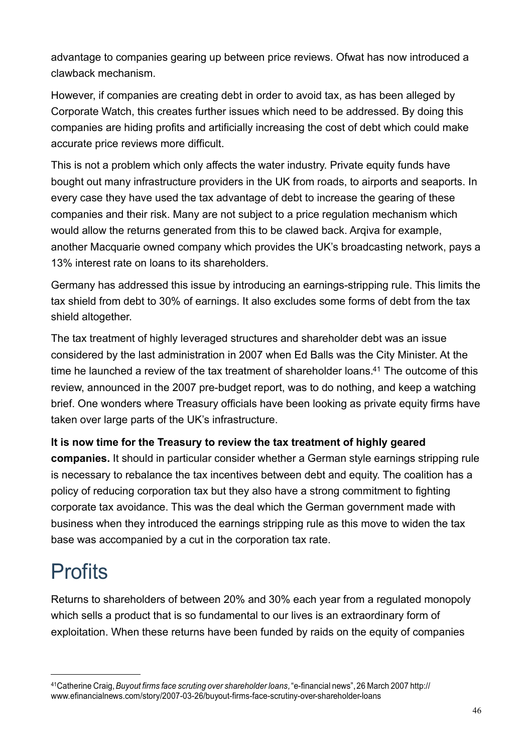advantage to companies gearing up between price reviews. Ofwat has now introduced a clawback mechanism.

However, if companies are creating debt in order to avoid tax, as has been alleged by Corporate Watch, this creates further issues which need to be addressed. By doing this companies are hiding profits and artificially increasing the cost of debt which could make accurate price reviews more difficult.

This is not a problem which only affects the water industry. Private equity funds have bought out many infrastructure providers in the UK from roads, to airports and seaports. In every case they have used the tax advantage of debt to increase the gearing of these companies and their risk. Many are not subject to a price regulation mechanism which would allow the returns generated from this to be clawed back. Arqiva for example, another Macquarie owned company which provides the UK's broadcasting network, pays a 13% interest rate on loans to its shareholders.

Germany has addressed this issue by introducing an earnings-stripping rule. This limits the tax shield from debt to 30% of earnings. It also excludes some forms of debt from the tax shield altogether.

The tax treatment of highly leveraged structures and shareholder debt was an issue considered by the last administration in 2007 when Ed Balls was the City Minister. At the time he launched a review of the tax treatment of shareholder loans.[41] The outcome of this review, announced in the 2007 pre-budget report, was to do nothing, and keep a watching brief. One wonders where Treasury officials have been looking as private equity firms have taken over large parts of the UK's infrastructure.

**It is now time for the Treasury to review the tax treatment of highly geared companies.** It should in particular consider whether a German style earnings stripping rule is necessary to rebalance the tax incentives between debt and equity. The coalition has a policy of reducing corporation tax but they also have a strong commitment to fighting corporate tax avoidance. This was the deal which the German government made with business when they introduced the earnings stripping rule as this move to widen the tax base was accompanied by a cut in the corporation tax rate.

# Profits

Returns to shareholders of between 20% and 30% each year from a regulated monopoly which sells a product that is so fundamental to our lives is an extraordinary form of exploitation. When these returns have been funded by raids on the equity of companies

[41] Catherine Craig, *Buyout firms face scruting over shareholder loans*, "e-financial news", 26 March 2007 http://www.efinancialnews.com/story/2007-03-26/buyout-firms-face-scrutiny-over-shareholder-loans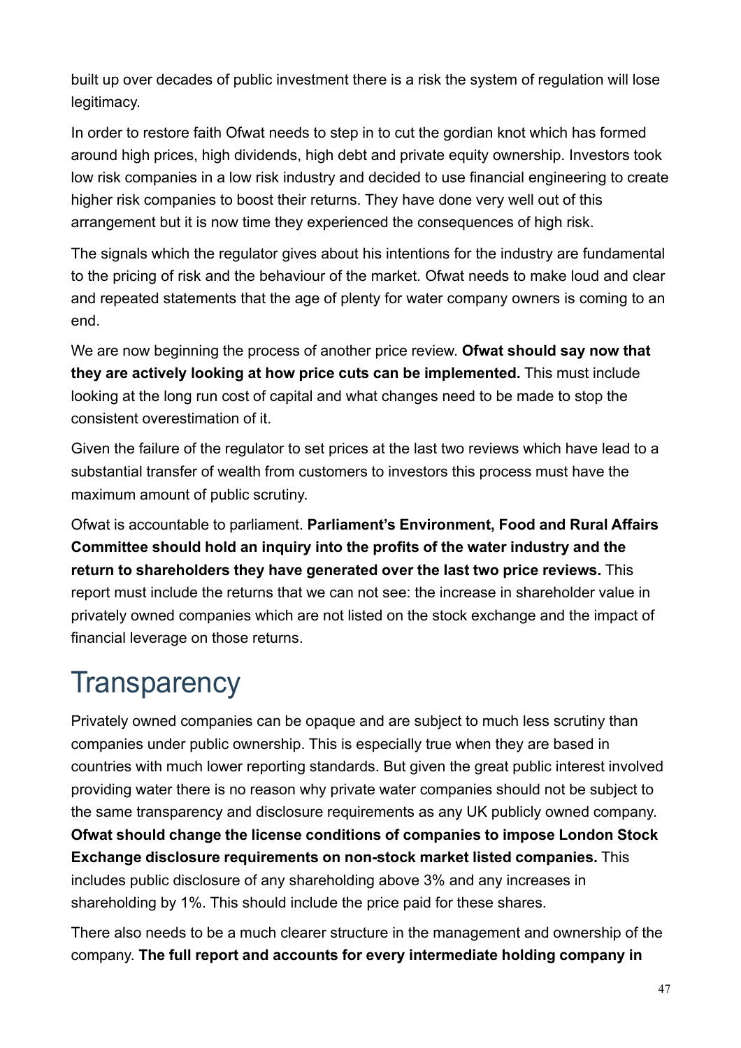built up over decades of public investment there is a risk the system of regulation will lose legitimacy.

In order to restore faith Ofwat needs to step in to cut the gordian knot which has formed around high prices, high dividends, high debt and private equity ownership. Investors took low risk companies in a low risk industry and decided to use financial engineering to create higher risk companies to boost their returns. They have done very well out of this arrangement but it is now time they experienced the consequences of high risk.

The signals which the regulator gives about his intentions for the industry are fundamental to the pricing of risk and the behaviour of the market. Ofwat needs to make loud and clear and repeated statements that the age of plenty for water company owners is coming to an end.

We are now beginning the process of another price review. **Ofwat should say now that they are actively looking at how price cuts can be implemented.** This must include looking at the long run cost of capital and what changes need to be made to stop the consistent overestimation of it.

Given the failure of the regulator to set prices at the last two reviews which have lead to a substantial transfer of wealth from customers to investors this process must have the maximum amount of public scrutiny.

Ofwat is accountable to parliament. **Parliament's Environment, Food and Rural Affairs Committee should hold an inquiry into the profits of the water industry and the return to shareholders they have generated over the last two price reviews.** This report must include the returns that we can not see: the increase in shareholder value in privately owned companies which are not listed on the stock exchange and the impact of financial leverage on those returns.

# Transparency

Privately owned companies can be opaque and are subject to much less scrutiny than companies under public ownership. This is especially true when they are based in countries with much lower reporting standards. But given the great public interest involved providing water there is no reason why private water companies should not be subject to the same transparency and disclosure requirements as any UK publicly owned company. **Ofwat should change the license conditions of companies to impose London Stock Exchange disclosure requirements on non-stock market listed companies.** This includes public disclosure of any shareholding above 3% and any increases in shareholding by 1%. This should include the price paid for these shares.

There also needs to be a much clearer structure in the management and ownership of the company. **The full report and accounts for every intermediate holding company in**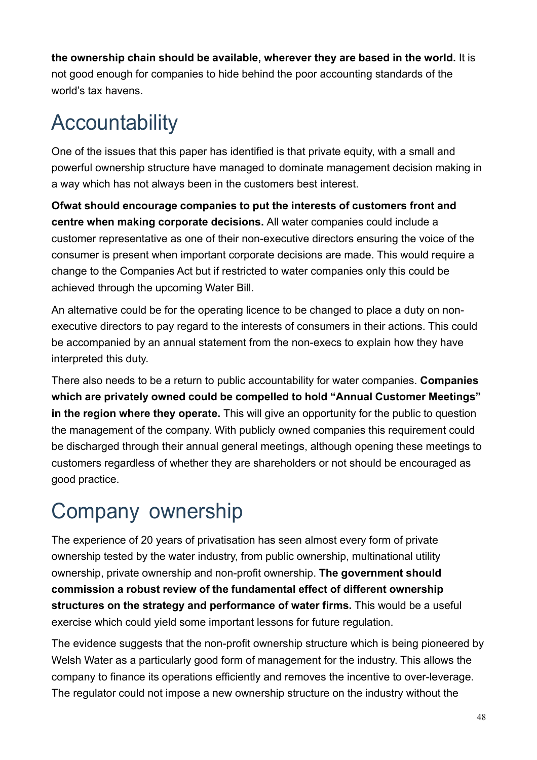**the ownership chain should be available, wherever they are based in the world.** It is not good enough for companies to hide behind the poor accounting standards of the world's tax havens.

## Accountability

One of the issues that this paper has identified is that private equity, with a small and powerful ownership structure have managed to dominate management decision making in a way which has not always been in the customers best interest.

**Ofwat should encourage companies to put the interests of customers front and centre when making corporate decisions.** All water companies could include a customer representative as one of their non-executive directors ensuring the voice of the consumer is present when important corporate decisions are made. This would require a change to the Companies Act but if restricted to water companies only this could be achieved through the upcoming Water Bill.

An alternative could be for the operating licence to be changed to place a duty on non-executive directors to pay regard to the interests of consumers in their actions. This could be accompanied by an annual statement from the non-execs to explain how they have interpreted this duty.

There also needs to be a return to public accountability for water companies. **Companies which are privately owned could be compelled to hold "Annual Customer Meetings" in the region where they operate.** This will give an opportunity for the public to question the management of the company. With publicly owned companies this requirement could be discharged through their annual general meetings, although opening these meetings to customers regardless of whether they are shareholders or not should be encouraged as good practice.

## Company ownership

The experience of 20 years of privatisation has seen almost every form of private ownership tested by the water industry, from public ownership, multinational utility ownership, private ownership and non-profit ownership. **The government should commission a robust review of the fundamental effect of different ownership structures on the strategy and performance of water firms.** This would be a useful exercise which could yield some important lessons for future regulation.

The evidence suggests that the non-profit ownership structure which is being pioneered by Welsh Water as a particularly good form of management for the industry. This allows the company to finance its operations efficiently and removes the incentive to over-leverage. The regulator could not impose a new ownership structure on the industry without the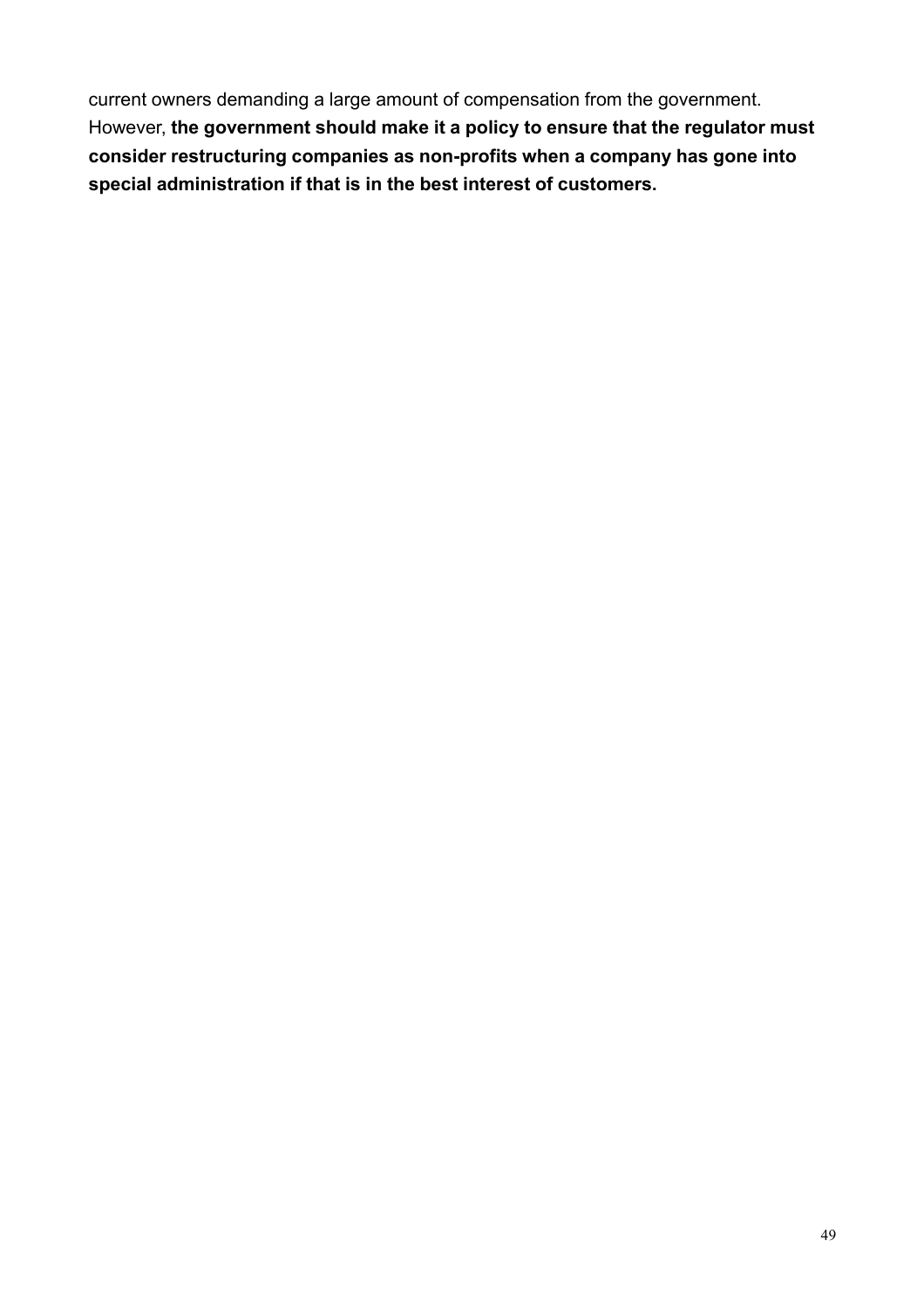current owners demanding a large amount of compensation from the government. However, **the government should make it a policy to ensure that the regulator must consider restructuring companies as non-profits when a company has gone into special administration if that is in the best interest of customers.**